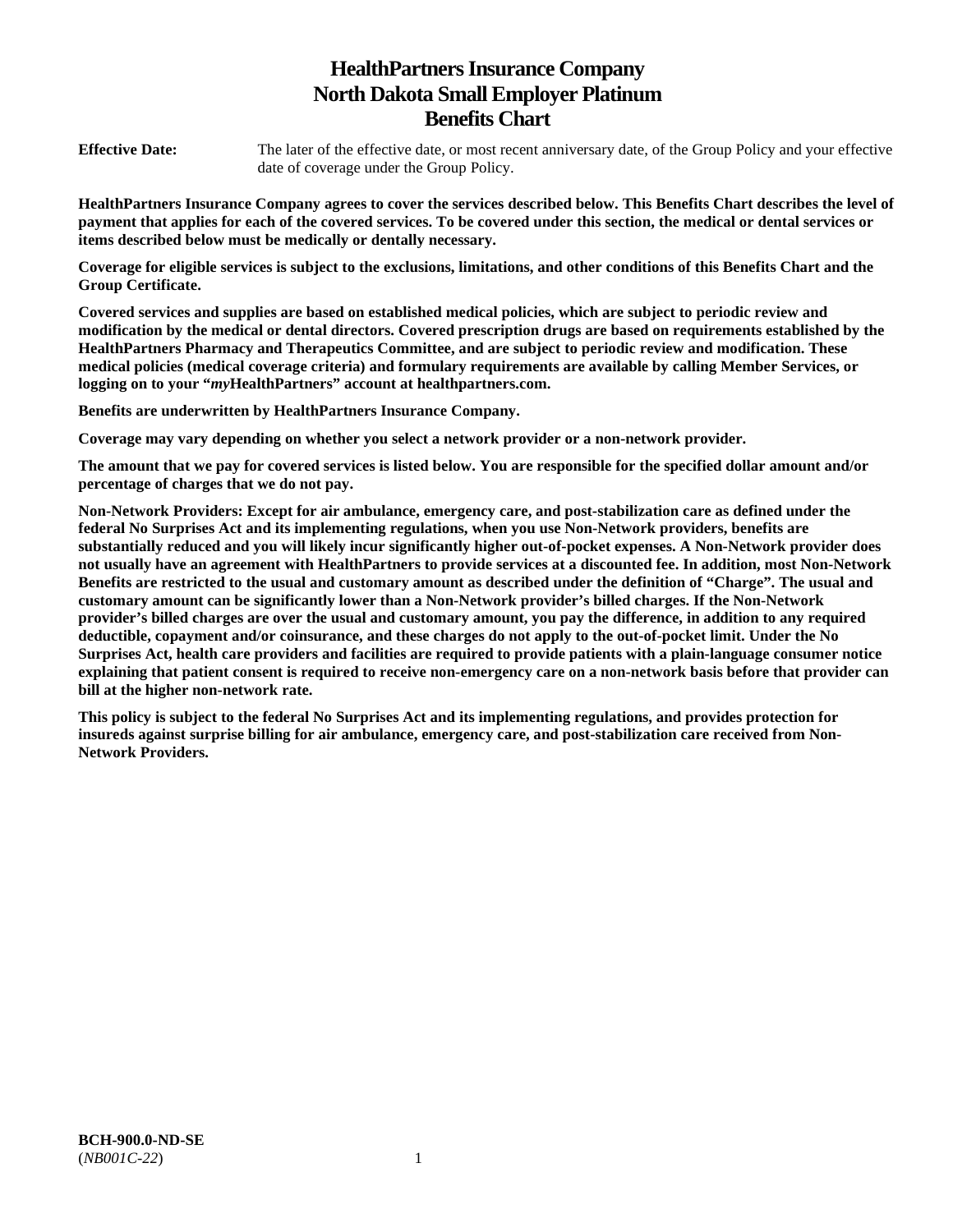# HealthPartners Insurance Company
# North Dakota Small Employer Platinum
# Benefits Chart

**Effective Date:** The later of the effective date, or most recent anniversary date, of the Group Policy and your effective date of coverage under the Group Policy.

**HealthPartners Insurance Company agrees to cover the services described below. This Benefits Chart describes the level of payment that applies for each of the covered services. To be covered under this section, the medical or dental services or items described below must be medically or dentally necessary.**

**Coverage for eligible services is subject to the exclusions, limitations, and other conditions of this Benefits Chart and the Group Certificate.**

**Covered services and supplies are based on established medical policies, which are subject to periodic review and modification by the medical or dental directors. Covered prescription drugs are based on requirements established by the HealthPartners Pharmacy and Therapeutics Committee, and are subject to periodic review and modification. These medical policies (medical coverage criteria) and formulary requirements are available by calling Member Services, or logging on to your "*my*HealthPartners" account at healthpartners.com.**

**Benefits are underwritten by HealthPartners Insurance Company.**

**Coverage may vary depending on whether you select a network provider or a non-network provider.**

**The amount that we pay for covered services is listed below. You are responsible for the specified dollar amount and/or percentage of charges that we do not pay.**

**Non-Network Providers: Except for air ambulance, emergency care, and post-stabilization care as defined under the federal No Surprises Act and its implementing regulations, when you use Non-Network providers, benefits are substantially reduced and you will likely incur significantly higher out-of-pocket expenses. A Non-Network provider does not usually have an agreement with HealthPartners to provide services at a discounted fee. In addition, most Non-Network Benefits are restricted to the usual and customary amount as described under the definition of "Charge". The usual and customary amount can be significantly lower than a Non-Network provider's billed charges. If the Non-Network provider's billed charges are over the usual and customary amount, you pay the difference, in addition to any required deductible, copayment and/or coinsurance, and these charges do not apply to the out-of-pocket limit. Under the No Surprises Act, health care providers and facilities are required to provide patients with a plain-language consumer notice explaining that patient consent is required to receive non-emergency care on a non-network basis before that provider can bill at the higher non-network rate.**

**This policy is subject to the federal No Surprises Act and its implementing regulations, and provides protection for insureds against surprise billing for air ambulance, emergency care, and post-stabilization care received from Non-Network Providers.**

**BCH-900.0-ND-SE**
(*NB001C-22*)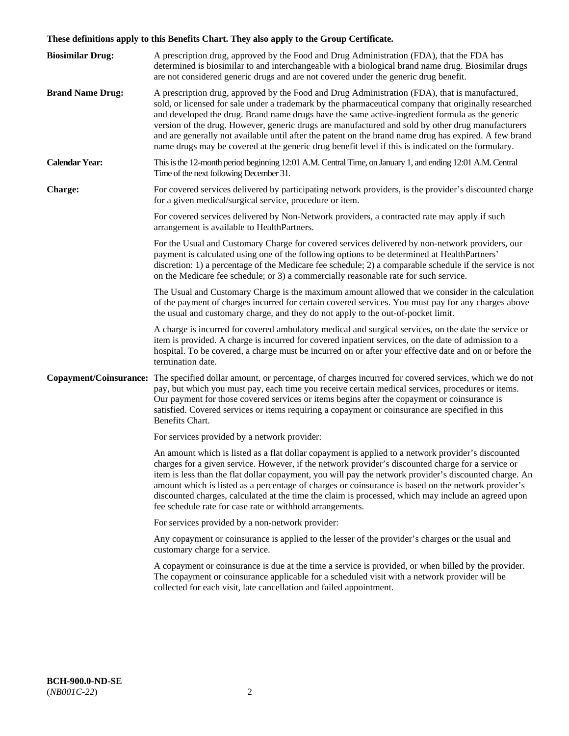**These definitions apply to this Benefits Chart. They also apply to the Group Certificate.**

**Biosimilar Drug:** A prescription drug, approved by the Food and Drug Administration (FDA), that the FDA has determined is biosimilar to and interchangeable with a biological brand name drug. Biosimilar drugs are not considered generic drugs and are not covered under the generic drug benefit.

**Brand Name Drug:** A prescription drug, approved by the Food and Drug Administration (FDA), that is manufactured, sold, or licensed for sale under a trademark by the pharmaceutical company that originally researched and developed the drug. Brand name drugs have the same active-ingredient formula as the generic version of the drug. However, generic drugs are manufactured and sold by other drug manufacturers and are generally not available until after the patent on the brand name drug has expired. A few brand name drugs may be covered at the generic drug benefit level if this is indicated on the formulary.

**Calendar Year:** This is the 12-month period beginning 12:01 A.M. Central Time, on January 1, and ending 12:01 A.M. Central Time of the next following December 31.

**Charge:** For covered services delivered by participating network providers, is the provider's discounted charge for a given medical/surgical service, procedure or item.

For covered services delivered by Non-Network providers, a contracted rate may apply if such arrangement is available to HealthPartners.

For the Usual and Customary Charge for covered services delivered by non-network providers, our payment is calculated using one of the following options to be determined at HealthPartners' discretion: 1) a percentage of the Medicare fee schedule; 2) a comparable schedule if the service is not on the Medicare fee schedule; or 3) a commercially reasonable rate for such service.

The Usual and Customary Charge is the maximum amount allowed that we consider in the calculation of the payment of charges incurred for certain covered services. You must pay for any charges above the usual and customary charge, and they do not apply to the out-of-pocket limit.

A charge is incurred for covered ambulatory medical and surgical services, on the date the service or item is provided. A charge is incurred for covered inpatient services, on the date of admission to a hospital. To be covered, a charge must be incurred on or after your effective date and on or before the termination date.

**Copayment/Coinsurance:** The specified dollar amount, or percentage, of charges incurred for covered services, which we do not pay, but which you must pay, each time you receive certain medical services, procedures or items. Our payment for those covered services or items begins after the copayment or coinsurance is satisfied. Covered services or items requiring a copayment or coinsurance are specified in this Benefits Chart.

For services provided by a network provider:

An amount which is listed as a flat dollar copayment is applied to a network provider's discounted charges for a given service. However, if the network provider's discounted charge for a service or item is less than the flat dollar copayment, you will pay the network provider's discounted charge. An amount which is listed as a percentage of charges or coinsurance is based on the network provider's discounted charges, calculated at the time the claim is processed, which may include an agreed upon fee schedule rate for case rate or withhold arrangements.

For services provided by a non-network provider:

Any copayment or coinsurance is applied to the lesser of the provider's charges or the usual and customary charge for a service.

A copayment or coinsurance is due at the time a service is provided, or when billed by the provider. The copayment or coinsurance applicable for a scheduled visit with a network provider will be collected for each visit, late cancellation and failed appointment.

**BCH-900.0-ND-SE**
(*NB001C-22*)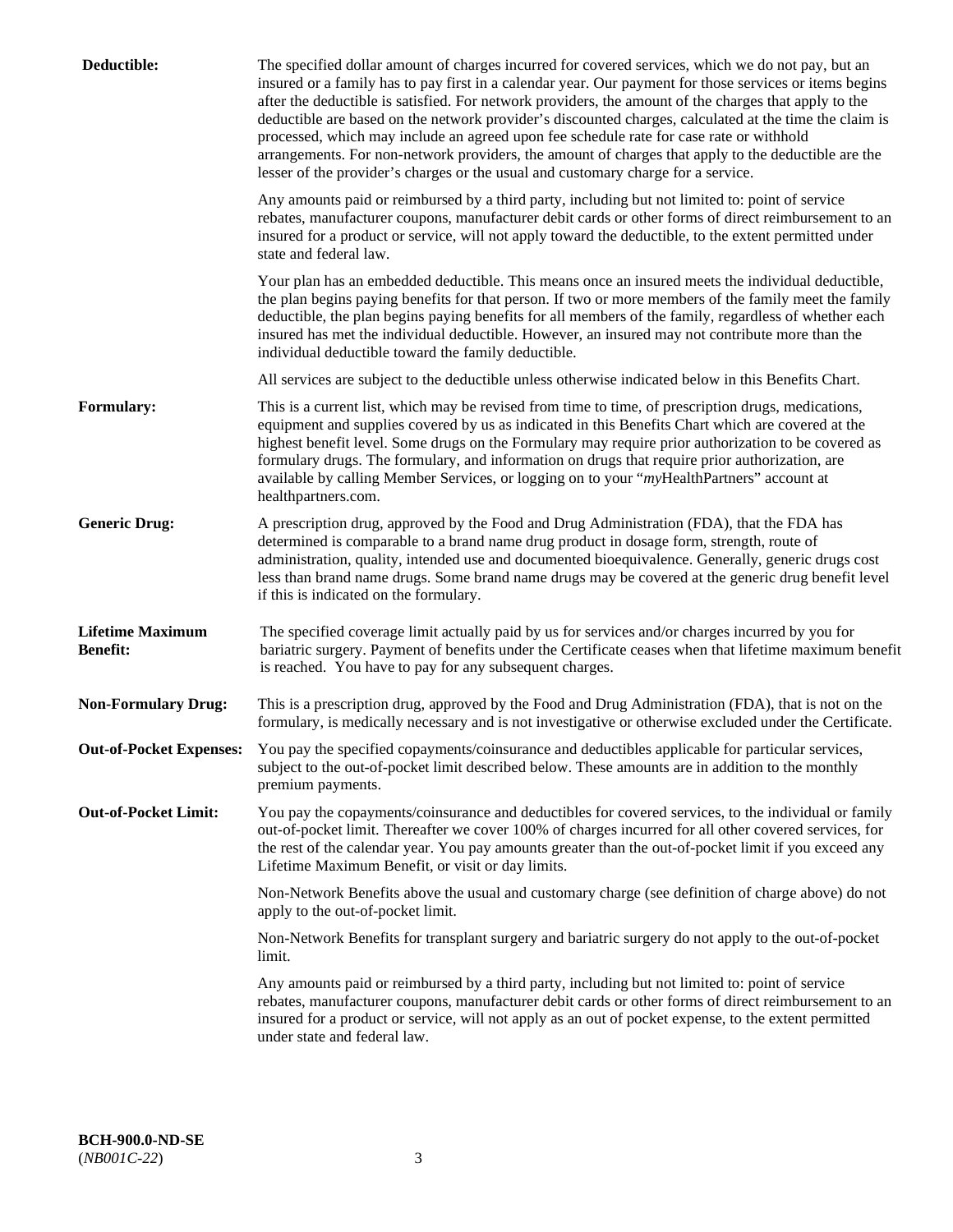**Deductible:** The specified dollar amount of charges incurred for covered services, which we do not pay, but an insured or a family has to pay first in a calendar year. Our payment for those services or items begins after the deductible is satisfied. For network providers, the amount of the charges that apply to the deductible are based on the network provider's discounted charges, calculated at the time the claim is processed, which may include an agreed upon fee schedule rate for case rate or withhold arrangements. For non-network providers, the amount of charges that apply to the deductible are the lesser of the provider's charges or the usual and customary charge for a service.

Any amounts paid or reimbursed by a third party, including but not limited to: point of service rebates, manufacturer coupons, manufacturer debit cards or other forms of direct reimbursement to an insured for a product or service, will not apply toward the deductible, to the extent permitted under state and federal law.

Your plan has an embedded deductible. This means once an insured meets the individual deductible, the plan begins paying benefits for that person. If two or more members of the family meet the family deductible, the plan begins paying benefits for all members of the family, regardless of whether each insured has met the individual deductible. However, an insured may not contribute more than the individual deductible toward the family deductible.

All services are subject to the deductible unless otherwise indicated below in this Benefits Chart.

**Formulary:** This is a current list, which may be revised from time to time, of prescription drugs, medications, equipment and supplies covered by us as indicated in this Benefits Chart which are covered at the highest benefit level. Some drugs on the Formulary may require prior authorization to be covered as formulary drugs. The formulary, and information on drugs that require prior authorization, are available by calling Member Services, or logging on to your "*my*HealthPartners" account at healthpartners.com.

**Generic Drug:** A prescription drug, approved by the Food and Drug Administration (FDA), that the FDA has determined is comparable to a brand name drug product in dosage form, strength, route of administration, quality, intended use and documented bioequivalence. Generally, generic drugs cost less than brand name drugs. Some brand name drugs may be covered at the generic drug benefit level if this is indicated on the formulary.

**Lifetime Maximum Benefit:** The specified coverage limit actually paid by us for services and/or charges incurred by you for bariatric surgery. Payment of benefits under the Certificate ceases when that lifetime maximum benefit is reached. You have to pay for any subsequent charges.

**Non-Formulary Drug:** This is a prescription drug, approved by the Food and Drug Administration (FDA), that is not on the formulary, is medically necessary and is not investigative or otherwise excluded under the Certificate.

**Out-of-Pocket Expenses:** You pay the specified copayments/coinsurance and deductibles applicable for particular services, subject to the out-of-pocket limit described below. These amounts are in addition to the monthly premium payments.

**Out-of-Pocket Limit:** You pay the copayments/coinsurance and deductibles for covered services, to the individual or family out-of-pocket limit. Thereafter we cover 100% of charges incurred for all other covered services, for the rest of the calendar year. You pay amounts greater than the out-of-pocket limit if you exceed any Lifetime Maximum Benefit, or visit or day limits.

Non-Network Benefits above the usual and customary charge (see definition of charge above) do not apply to the out-of-pocket limit.

Non-Network Benefits for transplant surgery and bariatric surgery do not apply to the out-of-pocket limit.

Any amounts paid or reimbursed by a third party, including but not limited to: point of service rebates, manufacturer coupons, manufacturer debit cards or other forms of direct reimbursement to an insured for a product or service, will not apply as an out of pocket expense, to the extent permitted under state and federal law.

**BCH-900.0-ND-SE**
(*NB001C-22*)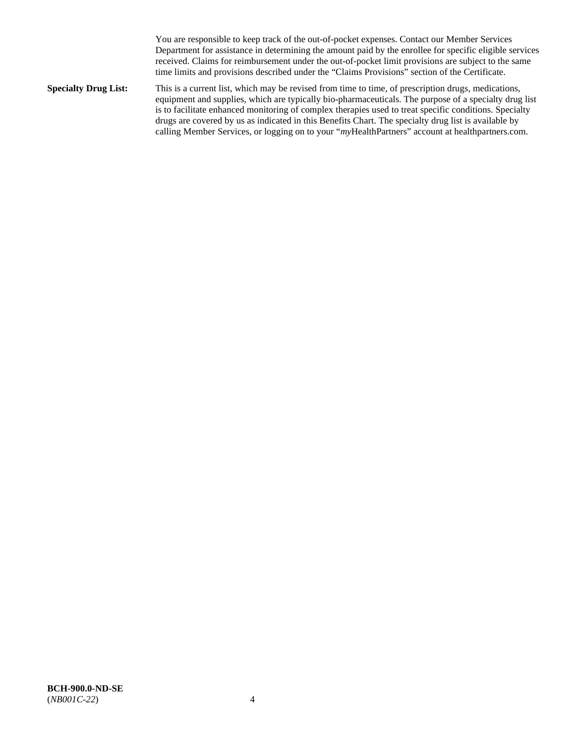You are responsible to keep track of the out-of-pocket expenses. Contact our Member Services Department for assistance in determining the amount paid by the enrollee for specific eligible services received. Claims for reimbursement under the out-of-pocket limit provisions are subject to the same time limits and provisions described under the "Claims Provisions" section of the Certificate.

**Specialty Drug List:** This is a current list, which may be revised from time to time, of prescription drugs, medications, equipment and supplies, which are typically bio-pharmaceuticals. The purpose of a specialty drug list is to facilitate enhanced monitoring of complex therapies used to treat specific conditions. Specialty drugs are covered by us as indicated in this Benefits Chart. The specialty drug list is available by calling Member Services, or logging on to your "*my*HealthPartners" account at healthpartners.com.

**BCH-900.0-ND-SE**
(*NB001C-22*)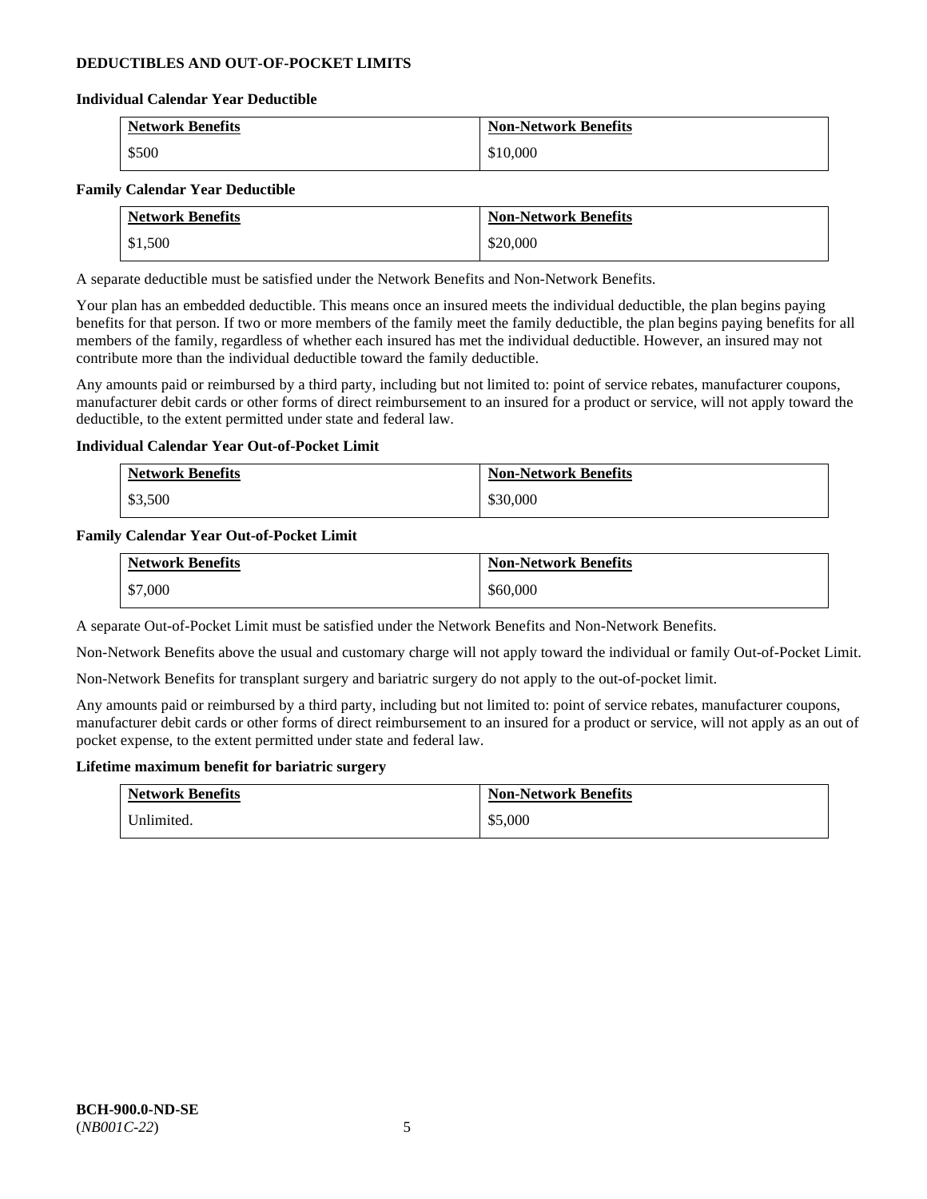## DEDUCTIBLES AND OUT-OF-POCKET LIMITS

### Individual Calendar Year Deductible

| Network Benefits | Non-Network Benefits |
|---|---|
| $500 | $10,000 |

### Family Calendar Year Deductible

| Network Benefits | Non-Network Benefits |
|---|---|
| $1,500 | $20,000 |

A separate deductible must be satisfied under the Network Benefits and Non-Network Benefits.

Your plan has an embedded deductible. This means once an insured meets the individual deductible, the plan begins paying benefits for that person. If two or more members of the family meet the family deductible, the plan begins paying benefits for all members of the family, regardless of whether each insured has met the individual deductible. However, an insured may not contribute more than the individual deductible toward the family deductible.

Any amounts paid or reimbursed by a third party, including but not limited to: point of service rebates, manufacturer coupons, manufacturer debit cards or other forms of direct reimbursement to an insured for a product or service, will not apply toward the deductible, to the extent permitted under state and federal law.

### Individual Calendar Year Out-of-Pocket Limit

| Network Benefits | Non-Network Benefits |
|---|---|
| $3,500 | $30,000 |

### Family Calendar Year Out-of-Pocket Limit

| Network Benefits | Non-Network Benefits |
|---|---|
| $7,000 | $60,000 |

A separate Out-of-Pocket Limit must be satisfied under the Network Benefits and Non-Network Benefits.

Non-Network Benefits above the usual and customary charge will not apply toward the individual or family Out-of-Pocket Limit.

Non-Network Benefits for transplant surgery and bariatric surgery do not apply to the out-of-pocket limit.

Any amounts paid or reimbursed by a third party, including but not limited to: point of service rebates, manufacturer coupons, manufacturer debit cards or other forms of direct reimbursement to an insured for a product or service, will not apply as an out of pocket expense, to the extent permitted under state and federal law.

### Lifetime maximum benefit for bariatric surgery

| Network Benefits | Non-Network Benefits |
|---|---|
| Unlimited. | $5,000 |

**BCH-900.0-ND-SE**
(*NB001C-22*)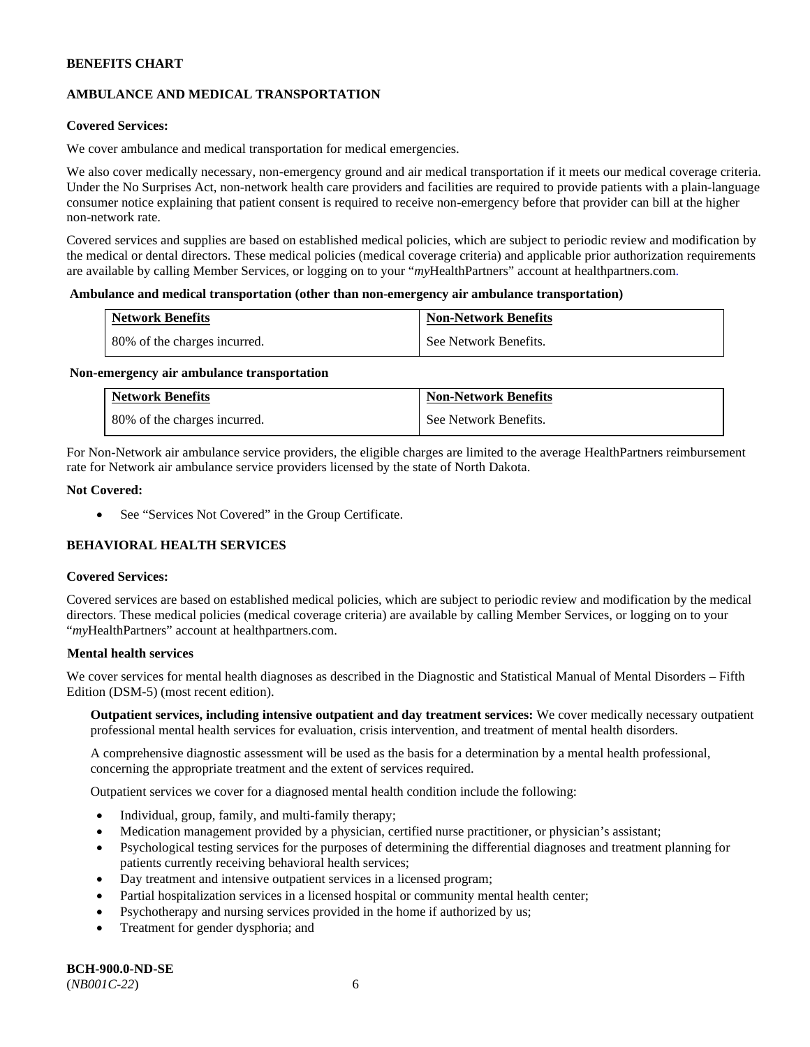**BENEFITS CHART**

**AMBULANCE AND MEDICAL TRANSPORTATION**

**Covered Services:**

We cover ambulance and medical transportation for medical emergencies.

We also cover medically necessary, non-emergency ground and air medical transportation if it meets our medical coverage criteria. Under the No Surprises Act, non-network health care providers and facilities are required to provide patients with a plain-language consumer notice explaining that patient consent is required to receive non-emergency before that provider can bill at the higher non-network rate.

Covered services and supplies are based on established medical policies, which are subject to periodic review and modification by the medical or dental directors. These medical policies (medical coverage criteria) and applicable prior authorization requirements are available by calling Member Services, or logging on to your "*my*HealthPartners" account at healthpartners.com.

**Ambulance and medical transportation (other than non-emergency air ambulance transportation)**

| Network Benefits | Non-Network Benefits |
|---|---|
| 80% of the charges incurred. | See Network Benefits. |

**Non-emergency air ambulance transportation**

| Network Benefits | Non-Network Benefits |
|---|---|
| 80% of the charges incurred. | See Network Benefits. |

For Non-Network air ambulance service providers, the eligible charges are limited to the average HealthPartners reimbursement rate for Network air ambulance service providers licensed by the state of North Dakota.

**Not Covered:**

- See "Services Not Covered" in the Group Certificate.

**BEHAVIORAL HEALTH SERVICES**

**Covered Services:**

Covered services are based on established medical policies, which are subject to periodic review and modification by the medical directors. These medical policies (medical coverage criteria) are available by calling Member Services, or logging on to your "*my*HealthPartners" account at healthpartners.com.

**Mental health services**

We cover services for mental health diagnoses as described in the Diagnostic and Statistical Manual of Mental Disorders – Fifth Edition (DSM-5) (most recent edition).

**Outpatient services, including intensive outpatient and day treatment services:** We cover medically necessary outpatient professional mental health services for evaluation, crisis intervention, and treatment of mental health disorders.

A comprehensive diagnostic assessment will be used as the basis for a determination by a mental health professional, concerning the appropriate treatment and the extent of services required.

Outpatient services we cover for a diagnosed mental health condition include the following:

- Individual, group, family, and multi-family therapy;
- Medication management provided by a physician, certified nurse practitioner, or physician's assistant;
- Psychological testing services for the purposes of determining the differential diagnoses and treatment planning for patients currently receiving behavioral health services;
- Day treatment and intensive outpatient services in a licensed program;
- Partial hospitalization services in a licensed hospital or community mental health center;
- Psychotherapy and nursing services provided in the home if authorized by us;
- Treatment for gender dysphoria; and

**BCH-900.0-ND-SE**
(*NB001C-22*)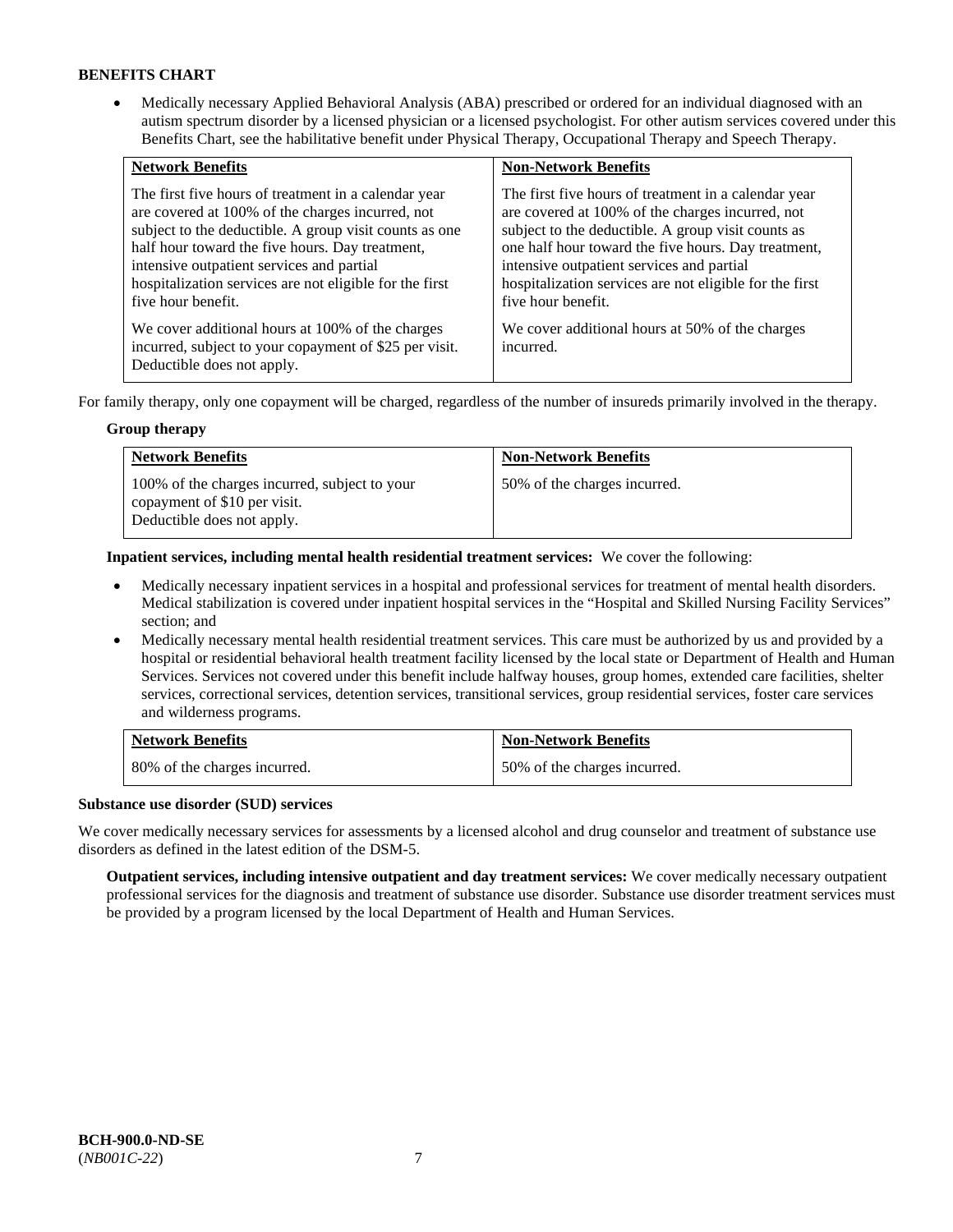**BENEFITS CHART**

- Medically necessary Applied Behavioral Analysis (ABA) prescribed or ordered for an individual diagnosed with an autism spectrum disorder by a licensed physician or a licensed psychologist. For other autism services covered under this Benefits Chart, see the habilitative benefit under Physical Therapy, Occupational Therapy and Speech Therapy.

| Network Benefits | Non-Network Benefits |
|---|---|
| The first five hours of treatment in a calendar year are covered at 100% of the charges incurred, not subject to the deductible. A group visit counts as one half hour toward the five hours. Day treatment, intensive outpatient services and partial hospitalization services are not eligible for the first five hour benefit. | The first five hours of treatment in a calendar year are covered at 100% of the charges incurred, not subject to the deductible. A group visit counts as one half hour toward the five hours. Day treatment, intensive outpatient services and partial hospitalization services are not eligible for the first five hour benefit. |
| We cover additional hours at 100% of the charges incurred, subject to your copayment of $25 per visit. Deductible does not apply. | We cover additional hours at 50% of the charges incurred. |

For family therapy, only one copayment will be charged, regardless of the number of insureds primarily involved in the therapy.

**Group therapy**

| Network Benefits | Non-Network Benefits |
|---|---|
| 100% of the charges incurred, subject to your copayment of $10 per visit. Deductible does not apply. | 50% of the charges incurred. |

**Inpatient services, including mental health residential treatment services:** We cover the following:

- Medically necessary inpatient services in a hospital and professional services for treatment of mental health disorders. Medical stabilization is covered under inpatient hospital services in the "Hospital and Skilled Nursing Facility Services" section; and
- Medically necessary mental health residential treatment services. This care must be authorized by us and provided by a hospital or residential behavioral health treatment facility licensed by the local state or Department of Health and Human Services. Services not covered under this benefit include halfway houses, group homes, extended care facilities, shelter services, correctional services, detention services, transitional services, group residential services, foster care services and wilderness programs.

| Network Benefits | Non-Network Benefits |
|---|---|
| 80% of the charges incurred. | 50% of the charges incurred. |

**Substance use disorder (SUD) services**

We cover medically necessary services for assessments by a licensed alcohol and drug counselor and treatment of substance use disorders as defined in the latest edition of the DSM-5.

**Outpatient services, including intensive outpatient and day treatment services:** We cover medically necessary outpatient professional services for the diagnosis and treatment of substance use disorder. Substance use disorder treatment services must be provided by a program licensed by the local Department of Health and Human Services.

**BCH-900.0-ND-SE**
(*NB001C-22*)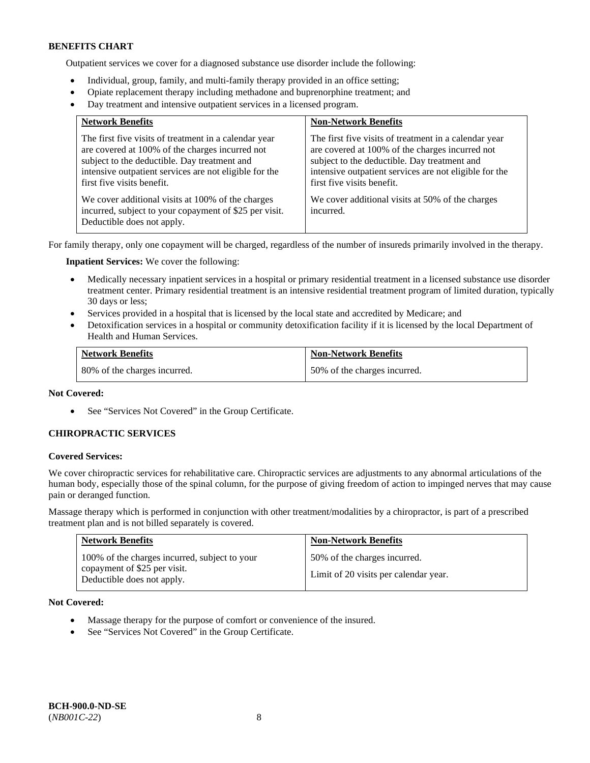**BENEFITS CHART**

Outpatient services we cover for a diagnosed substance use disorder include the following:

- Individual, group, family, and multi-family therapy provided in an office setting;
- Opiate replacement therapy including methadone and buprenorphine treatment; and
- Day treatment and intensive outpatient services in a licensed program.

| Network Benefits | Non-Network Benefits |
|---|---|
| The first five visits of treatment in a calendar year are covered at 100% of the charges incurred not subject to the deductible. Day treatment and intensive outpatient services are not eligible for the first five visits benefit.<br><br>We cover additional visits at 100% of the charges incurred, subject to your copayment of $25 per visit. Deductible does not apply. | The first five visits of treatment in a calendar year are covered at 100% of the charges incurred not subject to the deductible. Day treatment and intensive outpatient services are not eligible for the first five visits benefit.<br><br>We cover additional visits at 50% of the charges incurred. |

For family therapy, only one copayment will be charged, regardless of the number of insureds primarily involved in the therapy.

**Inpatient Services:** We cover the following:

- Medically necessary inpatient services in a hospital or primary residential treatment in a licensed substance use disorder treatment center. Primary residential treatment is an intensive residential treatment program of limited duration, typically 30 days or less;
- Services provided in a hospital that is licensed by the local state and accredited by Medicare; and
- Detoxification services in a hospital or community detoxification facility if it is licensed by the local Department of Health and Human Services.

| Network Benefits | Non-Network Benefits |
|---|---|
| 80% of the charges incurred. | 50% of the charges incurred. |

**Not Covered:**

- See "Services Not Covered" in the Group Certificate.

**CHIROPRACTIC SERVICES**

**Covered Services:**

We cover chiropractic services for rehabilitative care. Chiropractic services are adjustments to any abnormal articulations of the human body, especially those of the spinal column, for the purpose of giving freedom of action to impinged nerves that may cause pain or deranged function.

Massage therapy which is performed in conjunction with other treatment/modalities by a chiropractor, is part of a prescribed treatment plan and is not billed separately is covered.

| Network Benefits | Non-Network Benefits |
|---|---|
| 100% of the charges incurred, subject to your copayment of $25 per visit. Deductible does not apply. | 50% of the charges incurred.<br><br>Limit of 20 visits per calendar year. |

**Not Covered:**

- Massage therapy for the purpose of comfort or convenience of the insured.
- See "Services Not Covered" in the Group Certificate.

**BCH-900.0-ND-SE**
(*NB001C-22*)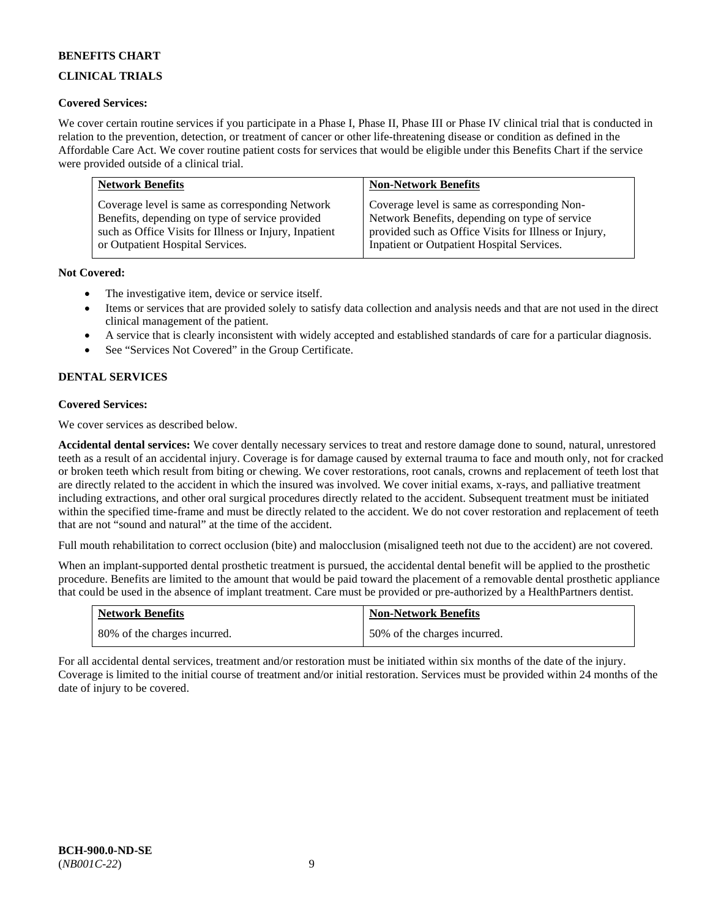**BENEFITS CHART**

**CLINICAL TRIALS**

**Covered Services:**

We cover certain routine services if you participate in a Phase I, Phase II, Phase III or Phase IV clinical trial that is conducted in relation to the prevention, detection, or treatment of cancer or other life-threatening disease or condition as defined in the Affordable Care Act. We cover routine patient costs for services that would be eligible under this Benefits Chart if the service were provided outside of a clinical trial.

| Network Benefits | Non-Network Benefits |
| --- | --- |
| Coverage level is same as corresponding Network Benefits, depending on type of service provided such as Office Visits for Illness or Injury, Inpatient or Outpatient Hospital Services. | Coverage level is same as corresponding Non-Network Benefits, depending on type of service provided such as Office Visits for Illness or Injury, Inpatient or Outpatient Hospital Services. |

**Not Covered:**

- The investigative item, device or service itself.
- Items or services that are provided solely to satisfy data collection and analysis needs and that are not used in the direct clinical management of the patient.
- A service that is clearly inconsistent with widely accepted and established standards of care for a particular diagnosis.
- See "Services Not Covered" in the Group Certificate.

**DENTAL SERVICES**

**Covered Services:**

We cover services as described below.

**Accidental dental services:** We cover dentally necessary services to treat and restore damage done to sound, natural, unrestored teeth as a result of an accidental injury. Coverage is for damage caused by external trauma to face and mouth only, not for cracked or broken teeth which result from biting or chewing. We cover restorations, root canals, crowns and replacement of teeth lost that are directly related to the accident in which the insured was involved. We cover initial exams, x-rays, and palliative treatment including extractions, and other oral surgical procedures directly related to the accident. Subsequent treatment must be initiated within the specified time-frame and must be directly related to the accident. We do not cover restoration and replacement of teeth that are not "sound and natural" at the time of the accident.

Full mouth rehabilitation to correct occlusion (bite) and malocclusion (misaligned teeth not due to the accident) are not covered.

When an implant-supported dental prosthetic treatment is pursued, the accidental dental benefit will be applied to the prosthetic procedure. Benefits are limited to the amount that would be paid toward the placement of a removable dental prosthetic appliance that could be used in the absence of implant treatment. Care must be provided or pre-authorized by a HealthPartners dentist.

| Network Benefits | Non-Network Benefits |
| --- | --- |
| 80% of the charges incurred. | 50% of the charges incurred. |

For all accidental dental services, treatment and/or restoration must be initiated within six months of the date of the injury. Coverage is limited to the initial course of treatment and/or initial restoration. Services must be provided within 24 months of the date of injury to be covered.

**BCH-900.0-ND-SE**
(*NB001C-22*)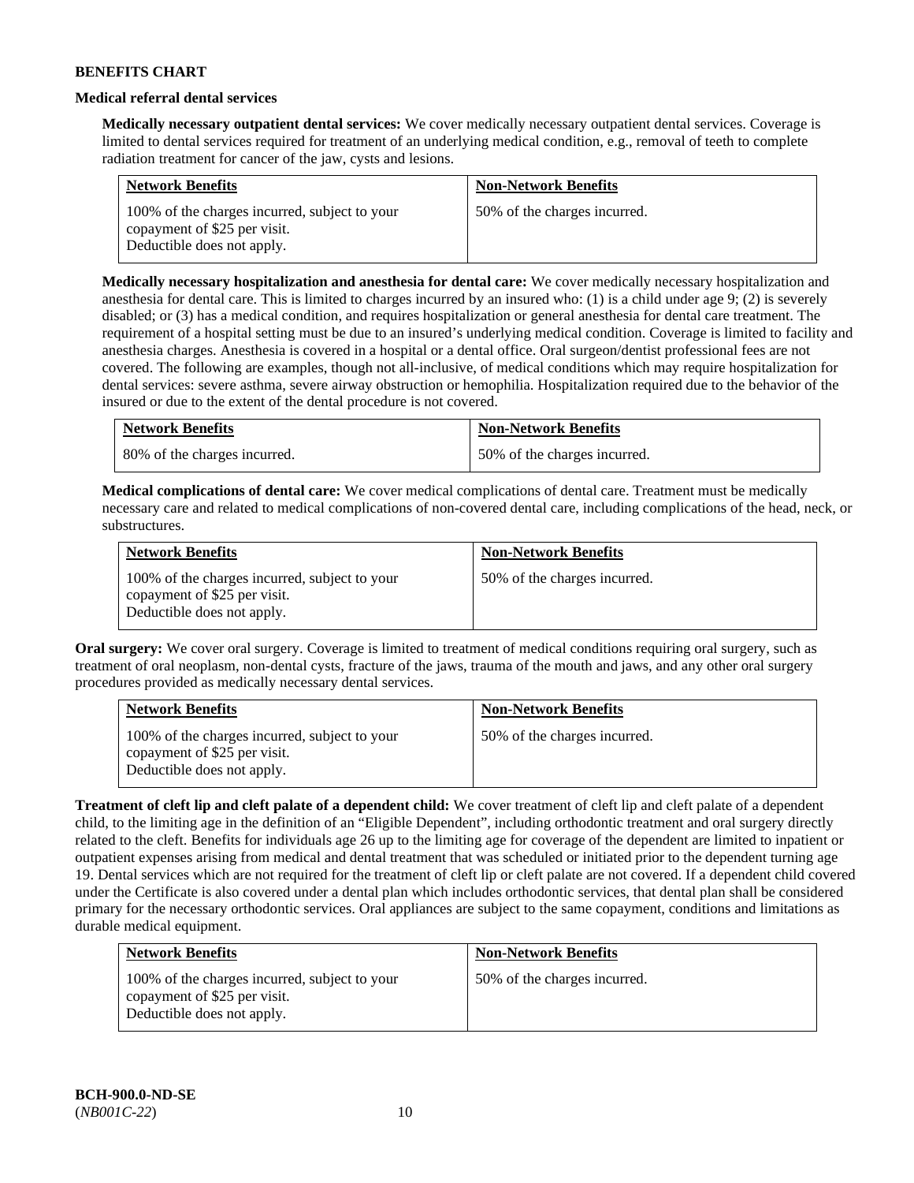**BENEFITS CHART**

**Medical referral dental services**

**Medically necessary outpatient dental services:** We cover medically necessary outpatient dental services. Coverage is limited to dental services required for treatment of an underlying medical condition, e.g., removal of teeth to complete radiation treatment for cancer of the jaw, cysts and lesions.

| Network Benefits | Non-Network Benefits |
|---|---|
| 100% of the charges incurred, subject to your copayment of $25 per visit. Deductible does not apply. | 50% of the charges incurred. |

**Medically necessary hospitalization and anesthesia for dental care:** We cover medically necessary hospitalization and anesthesia for dental care. This is limited to charges incurred by an insured who: (1) is a child under age 9; (2) is severely disabled; or (3) has a medical condition, and requires hospitalization or general anesthesia for dental care treatment. The requirement of a hospital setting must be due to an insured's underlying medical condition. Coverage is limited to facility and anesthesia charges. Anesthesia is covered in a hospital or a dental office. Oral surgeon/dentist professional fees are not covered. The following are examples, though not all-inclusive, of medical conditions which may require hospitalization for dental services: severe asthma, severe airway obstruction or hemophilia. Hospitalization required due to the behavior of the insured or due to the extent of the dental procedure is not covered.

| Network Benefits | Non-Network Benefits |
|---|---|
| 80% of the charges incurred. | 50% of the charges incurred. |

**Medical complications of dental care:** We cover medical complications of dental care. Treatment must be medically necessary care and related to medical complications of non-covered dental care, including complications of the head, neck, or substructures.

| Network Benefits | Non-Network Benefits |
|---|---|
| 100% of the charges incurred, subject to your copayment of $25 per visit. Deductible does not apply. | 50% of the charges incurred. |

**Oral surgery:** We cover oral surgery. Coverage is limited to treatment of medical conditions requiring oral surgery, such as treatment of oral neoplasm, non-dental cysts, fracture of the jaws, trauma of the mouth and jaws, and any other oral surgery procedures provided as medically necessary dental services.

| Network Benefits | Non-Network Benefits |
|---|---|
| 100% of the charges incurred, subject to your copayment of $25 per visit. Deductible does not apply. | 50% of the charges incurred. |

**Treatment of cleft lip and cleft palate of a dependent child:** We cover treatment of cleft lip and cleft palate of a dependent child, to the limiting age in the definition of an "Eligible Dependent", including orthodontic treatment and oral surgery directly related to the cleft. Benefits for individuals age 26 up to the limiting age for coverage of the dependent are limited to inpatient or outpatient expenses arising from medical and dental treatment that was scheduled or initiated prior to the dependent turning age 19. Dental services which are not required for the treatment of cleft lip or cleft palate are not covered. If a dependent child covered under the Certificate is also covered under a dental plan which includes orthodontic services, that dental plan shall be considered primary for the necessary orthodontic services. Oral appliances are subject to the same copayment, conditions and limitations as durable medical equipment.

| Network Benefits | Non-Network Benefits |
|---|---|
| 100% of the charges incurred, subject to your copayment of $25 per visit. Deductible does not apply. | 50% of the charges incurred. |

**BCH-900.0-ND-SE**
(*NB001C-22*)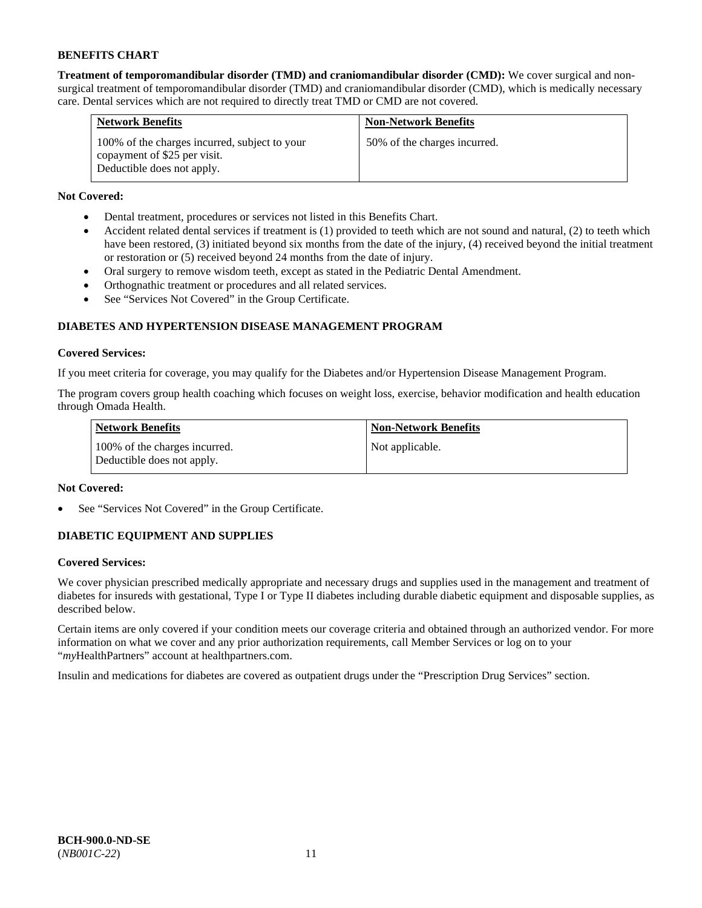**BENEFITS CHART**

**Treatment of temporomandibular disorder (TMD) and craniomandibular disorder (CMD):** We cover surgical and non-surgical treatment of temporomandibular disorder (TMD) and craniomandibular disorder (CMD), which is medically necessary care. Dental services which are not required to directly treat TMD or CMD are not covered.

| Network Benefits | Non-Network Benefits |
| --- | --- |
| 100% of the charges incurred, subject to your copayment of $25 per visit.<br>Deductible does not apply. | 50% of the charges incurred. |

**Not Covered:**

- Dental treatment, procedures or services not listed in this Benefits Chart.
- Accident related dental services if treatment is (1) provided to teeth which are not sound and natural, (2) to teeth which have been restored, (3) initiated beyond six months from the date of the injury, (4) received beyond the initial treatment or restoration or (5) received beyond 24 months from the date of injury.
- Oral surgery to remove wisdom teeth, except as stated in the Pediatric Dental Amendment.
- Orthognathic treatment or procedures and all related services.
- See "Services Not Covered" in the Group Certificate.

## DIABETES AND HYPERTENSION DISEASE MANAGEMENT PROGRAM

**Covered Services:**

If you meet criteria for coverage, you may qualify for the Diabetes and/or Hypertension Disease Management Program.

The program covers group health coaching which focuses on weight loss, exercise, behavior modification and health education through Omada Health.

| Network Benefits | Non-Network Benefits |
| --- | --- |
| 100% of the charges incurred.<br>Deductible does not apply. | Not applicable. |

**Not Covered:**

- See "Services Not Covered" in the Group Certificate.

## DIABETIC EQUIPMENT AND SUPPLIES

**Covered Services:**

We cover physician prescribed medically appropriate and necessary drugs and supplies used in the management and treatment of diabetes for insureds with gestational, Type I or Type II diabetes including durable diabetic equipment and disposable supplies, as described below.

Certain items are only covered if your condition meets our coverage criteria and obtained through an authorized vendor. For more information on what we cover and any prior authorization requirements, call Member Services or log on to your "*my*HealthPartners" account at healthpartners.com.

Insulin and medications for diabetes are covered as outpatient drugs under the "Prescription Drug Services" section.

**BCH-900.0-ND-SE**
(*NB001C-22*)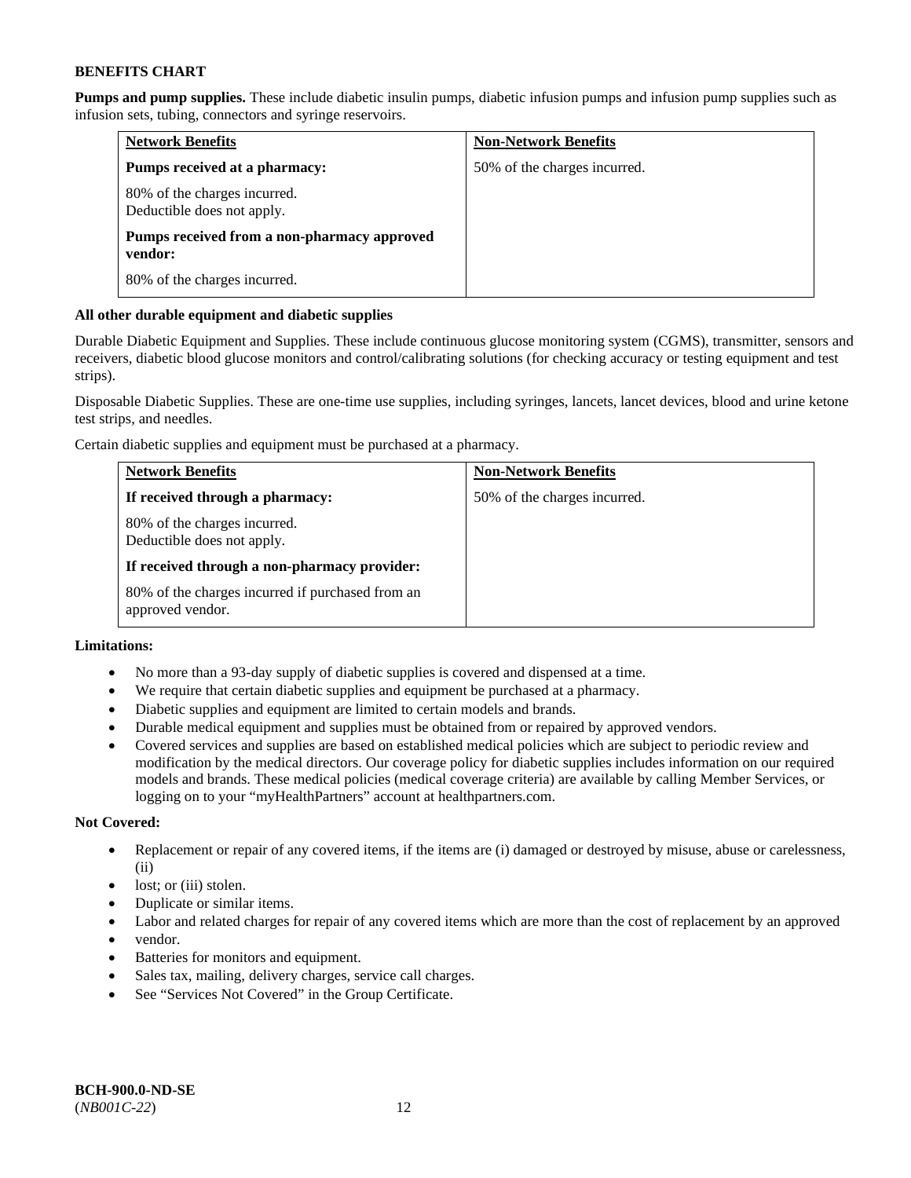**BENEFITS CHART**

**Pumps and pump supplies.** These include diabetic insulin pumps, diabetic infusion pumps and infusion pump supplies such as infusion sets, tubing, connectors and syringe reservoirs.

| Network Benefits | Non-Network Benefits |
|---|---|
| **Pumps received at a pharmacy:**<br>80% of the charges incurred.<br>Deductible does not apply.<br>**Pumps received from a non-pharmacy approved vendor:**<br>80% of the charges incurred. | 50% of the charges incurred. |

**All other durable equipment and diabetic supplies**

Durable Diabetic Equipment and Supplies. These include continuous glucose monitoring system (CGMS), transmitter, sensors and receivers, diabetic blood glucose monitors and control/calibrating solutions (for checking accuracy or testing equipment and test strips).

Disposable Diabetic Supplies. These are one-time use supplies, including syringes, lancets, lancet devices, blood and urine ketone test strips, and needles.

Certain diabetic supplies and equipment must be purchased at a pharmacy.

| Network Benefits | Non-Network Benefits |
|---|---|
| **If received through a pharmacy:**<br>80% of the charges incurred.<br>Deductible does not apply.<br>**If received through a non-pharmacy provider:**<br>80% of the charges incurred if purchased from an approved vendor. | 50% of the charges incurred. |

**Limitations:**

- No more than a 93-day supply of diabetic supplies is covered and dispensed at a time.
- We require that certain diabetic supplies and equipment be purchased at a pharmacy.
- Diabetic supplies and equipment are limited to certain models and brands.
- Durable medical equipment and supplies must be obtained from or repaired by approved vendors.
- Covered services and supplies are based on established medical policies which are subject to periodic review and modification by the medical directors. Our coverage policy for diabetic supplies includes information on our required models and brands. These medical policies (medical coverage criteria) are available by calling Member Services, or logging on to your "myHealthPartners" account at healthpartners.com.

**Not Covered:**

- Replacement or repair of any covered items, if the items are (i) damaged or destroyed by misuse, abuse or carelessness, (ii)
- lost; or (iii) stolen.
- Duplicate or similar items.
- Labor and related charges for repair of any covered items which are more than the cost of replacement by an approved
- vendor.
- Batteries for monitors and equipment.
- Sales tax, mailing, delivery charges, service call charges.
- See "Services Not Covered" in the Group Certificate.

**BCH-900.0-ND-SE**
(*NB001C-22*)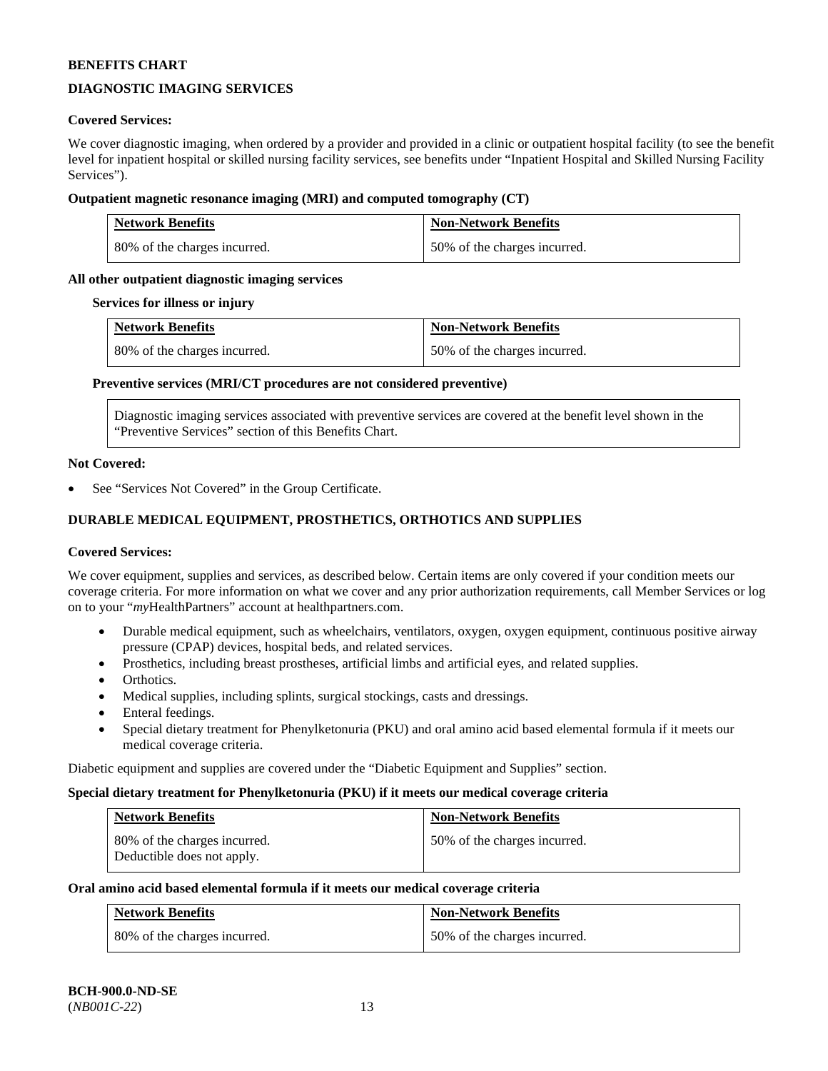**BENEFITS CHART**

**DIAGNOSTIC IMAGING SERVICES**

**Covered Services:**

We cover diagnostic imaging, when ordered by a provider and provided in a clinic or outpatient hospital facility (to see the benefit level for inpatient hospital or skilled nursing facility services, see benefits under "Inpatient Hospital and Skilled Nursing Facility Services").

**Outpatient magnetic resonance imaging (MRI) and computed tomography (CT)**

| Network Benefits | Non-Network Benefits |
|---|---|
| 80% of the charges incurred. | 50% of the charges incurred. |

**All other outpatient diagnostic imaging services**

**Services for illness or injury**

| Network Benefits | Non-Network Benefits |
|---|---|
| 80% of the charges incurred. | 50% of the charges incurred. |

**Preventive services (MRI/CT procedures are not considered preventive)**

| Diagnostic imaging services associated with preventive services are covered at the benefit level shown in the "Preventive Services" section of this Benefits Chart. |
|---|

**Not Covered:**

- See "Services Not Covered" in the Group Certificate.

**DURABLE MEDICAL EQUIPMENT, PROSTHETICS, ORTHOTICS AND SUPPLIES**

**Covered Services:**

We cover equipment, supplies and services, as described below. Certain items are only covered if your condition meets our coverage criteria. For more information on what we cover and any prior authorization requirements, call Member Services or log on to your "*my*HealthPartners" account at healthpartners.com.

- Durable medical equipment, such as wheelchairs, ventilators, oxygen, oxygen equipment, continuous positive airway pressure (CPAP) devices, hospital beds, and related services.
- Prosthetics, including breast prostheses, artificial limbs and artificial eyes, and related supplies.
- Orthotics.
- Medical supplies, including splints, surgical stockings, casts and dressings.
- Enteral feedings.
- Special dietary treatment for Phenylketonuria (PKU) and oral amino acid based elemental formula if it meets our medical coverage criteria.

Diabetic equipment and supplies are covered under the "Diabetic Equipment and Supplies" section.

**Special dietary treatment for Phenylketonuria (PKU) if it meets our medical coverage criteria**

| Network Benefits | Non-Network Benefits |
|---|---|
| 80% of the charges incurred. Deductible does not apply. | 50% of the charges incurred. |

**Oral amino acid based elemental formula if it meets our medical coverage criteria**

| Network Benefits | Non-Network Benefits |
|---|---|
| 80% of the charges incurred. | 50% of the charges incurred. |

**BCH-900.0-ND-SE**
(*NB001C-22*)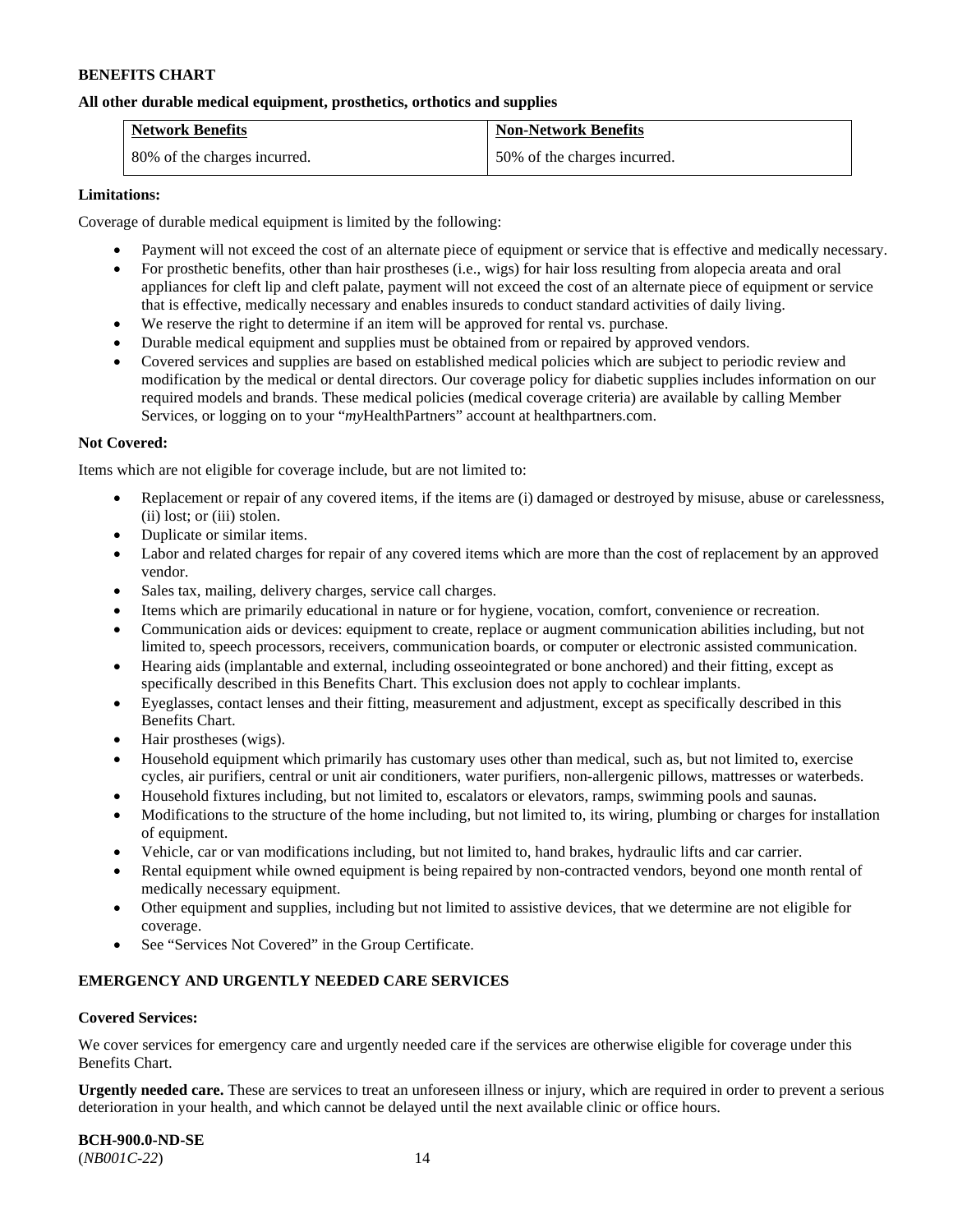**BENEFITS CHART**

**All other durable medical equipment, prosthetics, orthotics and supplies**

| Network Benefits | Non-Network Benefits |
|---|---|
| 80% of the charges incurred. | 50% of the charges incurred. |

**Limitations:**

Coverage of durable medical equipment is limited by the following:

- Payment will not exceed the cost of an alternate piece of equipment or service that is effective and medically necessary.
- For prosthetic benefits, other than hair prostheses (i.e., wigs) for hair loss resulting from alopecia areata and oral appliances for cleft lip and cleft palate, payment will not exceed the cost of an alternate piece of equipment or service that is effective, medically necessary and enables insureds to conduct standard activities of daily living.
- We reserve the right to determine if an item will be approved for rental vs. purchase.
- Durable medical equipment and supplies must be obtained from or repaired by approved vendors.
- Covered services and supplies are based on established medical policies which are subject to periodic review and modification by the medical or dental directors. Our coverage policy for diabetic supplies includes information on our required models and brands. These medical policies (medical coverage criteria) are available by calling Member Services, or logging on to your "*my*HealthPartners" account at healthpartners.com.

**Not Covered:**

Items which are not eligible for coverage include, but are not limited to:

- Replacement or repair of any covered items, if the items are (i) damaged or destroyed by misuse, abuse or carelessness, (ii) lost; or (iii) stolen.
- Duplicate or similar items.
- Labor and related charges for repair of any covered items which are more than the cost of replacement by an approved vendor.
- Sales tax, mailing, delivery charges, service call charges.
- Items which are primarily educational in nature or for hygiene, vocation, comfort, convenience or recreation.
- Communication aids or devices: equipment to create, replace or augment communication abilities including, but not limited to, speech processors, receivers, communication boards, or computer or electronic assisted communication.
- Hearing aids (implantable and external, including osseointegrated or bone anchored) and their fitting, except as specifically described in this Benefits Chart. This exclusion does not apply to cochlear implants.
- Eyeglasses, contact lenses and their fitting, measurement and adjustment, except as specifically described in this Benefits Chart.
- Hair prostheses (wigs).
- Household equipment which primarily has customary uses other than medical, such as, but not limited to, exercise cycles, air purifiers, central or unit air conditioners, water purifiers, non-allergenic pillows, mattresses or waterbeds.
- Household fixtures including, but not limited to, escalators or elevators, ramps, swimming pools and saunas.
- Modifications to the structure of the home including, but not limited to, its wiring, plumbing or charges for installation of equipment.
- Vehicle, car or van modifications including, but not limited to, hand brakes, hydraulic lifts and car carrier.
- Rental equipment while owned equipment is being repaired by non-contracted vendors, beyond one month rental of medically necessary equipment.
- Other equipment and supplies, including but not limited to assistive devices, that we determine are not eligible for coverage.
- See "Services Not Covered" in the Group Certificate.

**EMERGENCY AND URGENTLY NEEDED CARE SERVICES**

**Covered Services:**

We cover services for emergency care and urgently needed care if the services are otherwise eligible for coverage under this Benefits Chart.

**Urgently needed care.** These are services to treat an unforeseen illness or injury, which are required in order to prevent a serious deterioration in your health, and which cannot be delayed until the next available clinic or office hours.

**BCH-900.0-ND-SE**
(*NB001C-22*)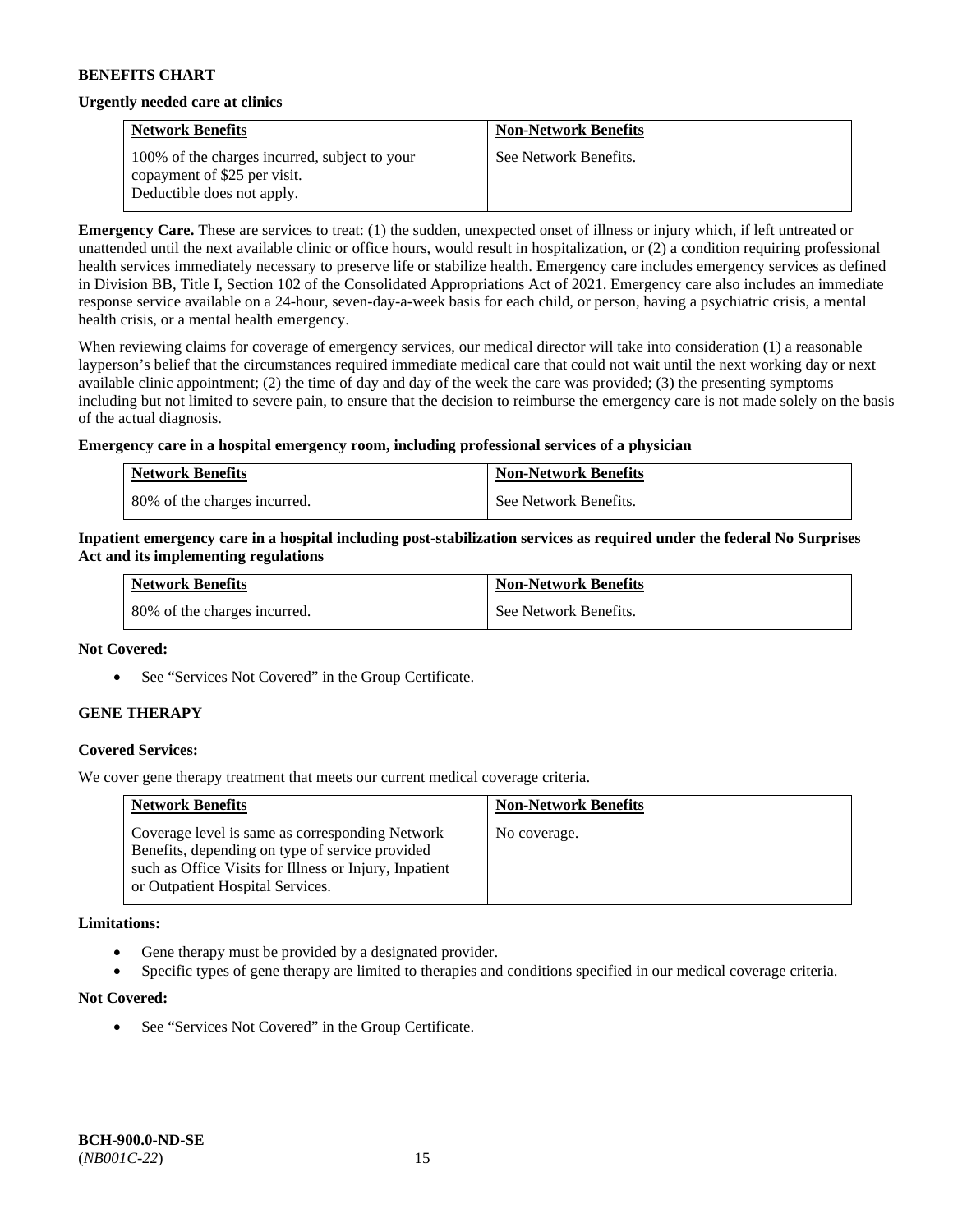**BENEFITS CHART**

**Urgently needed care at clinics**

| Network Benefits | Non-Network Benefits |
|---|---|
| 100% of the charges incurred, subject to your copayment of $25 per visit. Deductible does not apply. | See Network Benefits. |

**Emergency Care.** These are services to treat: (1) the sudden, unexpected onset of illness or injury which, if left untreated or unattended until the next available clinic or office hours, would result in hospitalization, or (2) a condition requiring professional health services immediately necessary to preserve life or stabilize health. Emergency care includes emergency services as defined in Division BB, Title I, Section 102 of the Consolidated Appropriations Act of 2021. Emergency care also includes an immediate response service available on a 24-hour, seven-day-a-week basis for each child, or person, having a psychiatric crisis, a mental health crisis, or a mental health emergency.

When reviewing claims for coverage of emergency services, our medical director will take into consideration (1) a reasonable layperson's belief that the circumstances required immediate medical care that could not wait until the next working day or next available clinic appointment; (2) the time of day and day of the week the care was provided; (3) the presenting symptoms including but not limited to severe pain, to ensure that the decision to reimburse the emergency care is not made solely on the basis of the actual diagnosis.

**Emergency care in a hospital emergency room, including professional services of a physician**

| Network Benefits | Non-Network Benefits |
|---|---|
| 80% of the charges incurred. | See Network Benefits. |

**Inpatient emergency care in a hospital including post-stabilization services as required under the federal No Surprises Act and its implementing regulations**

| Network Benefits | Non-Network Benefits |
|---|---|
| 80% of the charges incurred. | See Network Benefits. |

**Not Covered:**

- See "Services Not Covered" in the Group Certificate.

**GENE THERAPY**

**Covered Services:**

We cover gene therapy treatment that meets our current medical coverage criteria.

| Network Benefits | Non-Network Benefits |
|---|---|
| Coverage level is same as corresponding Network Benefits, depending on type of service provided such as Office Visits for Illness or Injury, Inpatient or Outpatient Hospital Services. | No coverage. |

**Limitations:**

- Gene therapy must be provided by a designated provider.
- Specific types of gene therapy are limited to therapies and conditions specified in our medical coverage criteria.

**Not Covered:**

- See "Services Not Covered" in the Group Certificate.

**BCH-900.0-ND-SE**
(*NB001C-22*)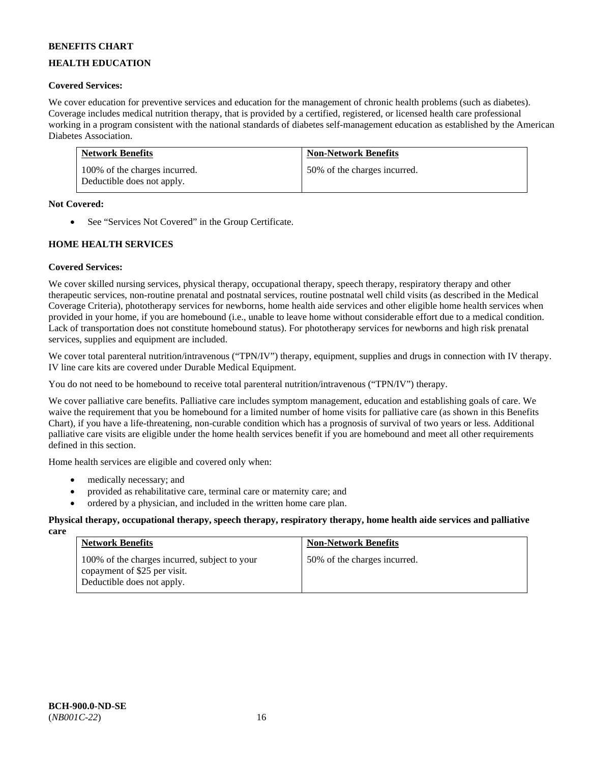**BENEFITS CHART**

**HEALTH EDUCATION**

**Covered Services:**

We cover education for preventive services and education for the management of chronic health problems (such as diabetes). Coverage includes medical nutrition therapy, that is provided by a certified, registered, or licensed health care professional working in a program consistent with the national standards of diabetes self-management education as established by the American Diabetes Association.

| Network Benefits | Non-Network Benefits |
| --- | --- |
| 100% of the charges incurred. Deductible does not apply. | 50% of the charges incurred. |

**Not Covered:**

- See "Services Not Covered" in the Group Certificate.

**HOME HEALTH SERVICES**

**Covered Services:**

We cover skilled nursing services, physical therapy, occupational therapy, speech therapy, respiratory therapy and other therapeutic services, non-routine prenatal and postnatal services, routine postnatal well child visits (as described in the Medical Coverage Criteria), phototherapy services for newborns, home health aide services and other eligible home health services when provided in your home, if you are homebound (i.e., unable to leave home without considerable effort due to a medical condition. Lack of transportation does not constitute homebound status). For phototherapy services for newborns and high risk prenatal services, supplies and equipment are included.

We cover total parenteral nutrition/intravenous ("TPN/IV") therapy, equipment, supplies and drugs in connection with IV therapy. IV line care kits are covered under Durable Medical Equipment.

You do not need to be homebound to receive total parenteral nutrition/intravenous ("TPN/IV") therapy.

We cover palliative care benefits. Palliative care includes symptom management, education and establishing goals of care. We waive the requirement that you be homebound for a limited number of home visits for palliative care (as shown in this Benefits Chart), if you have a life-threatening, non-curable condition which has a prognosis of survival of two years or less. Additional palliative care visits are eligible under the home health services benefit if you are homebound and meet all other requirements defined in this section.

Home health services are eligible and covered only when:

- medically necessary; and
- provided as rehabilitative care, terminal care or maternity care; and
- ordered by a physician, and included in the written home care plan.

**Physical therapy, occupational therapy, speech therapy, respiratory therapy, home health aide services and palliative care**

| Network Benefits | Non-Network Benefits |
| --- | --- |
| 100% of the charges incurred, subject to your copayment of $25 per visit. Deductible does not apply. | 50% of the charges incurred. |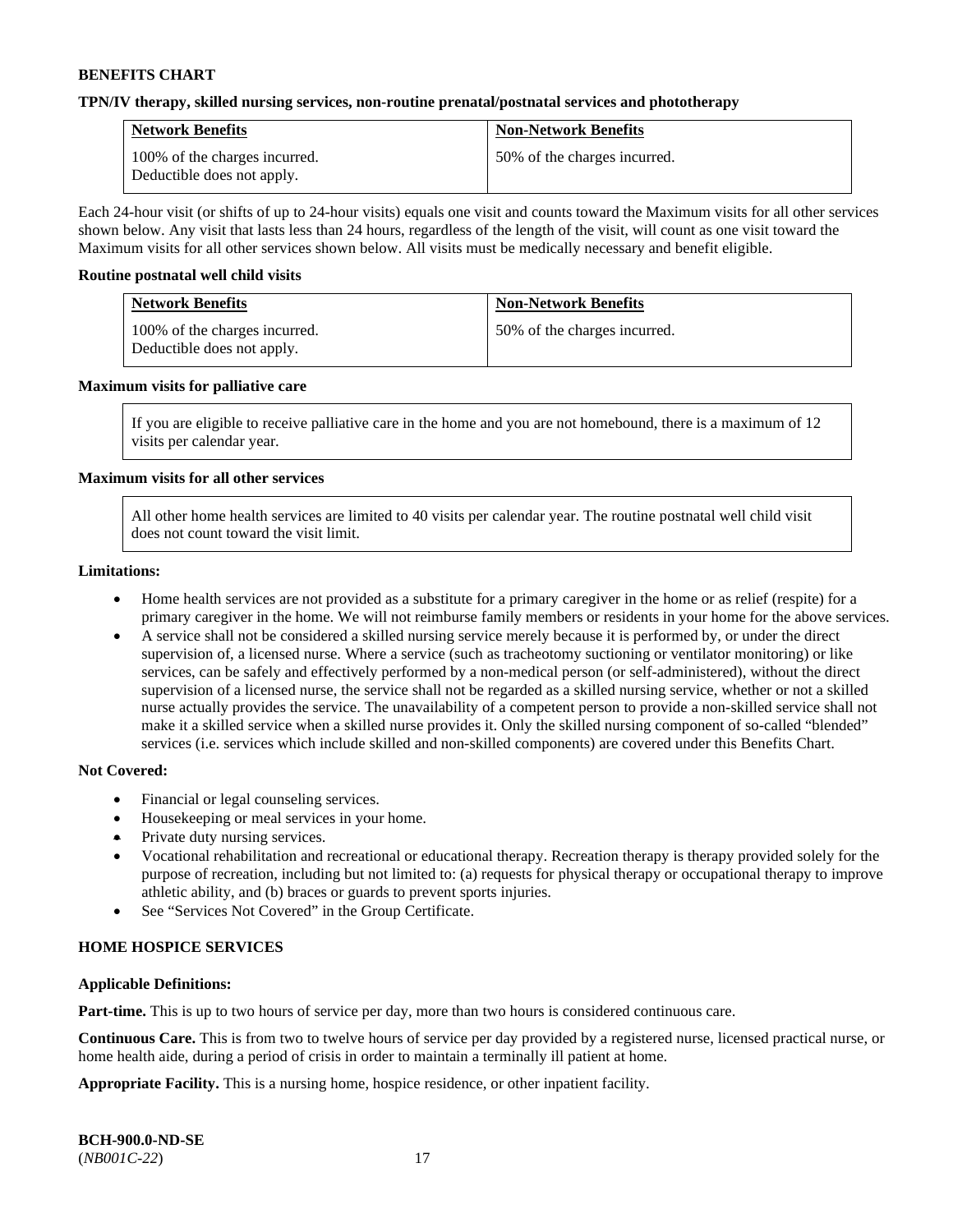**BENEFITS CHART**

**TPN/IV therapy, skilled nursing services, non-routine prenatal/postnatal services and phototherapy**

| Network Benefits | Non-Network Benefits |
|---|---|
| 100% of the charges incurred. Deductible does not apply. | 50% of the charges incurred. |

Each 24-hour visit (or shifts of up to 24-hour visits) equals one visit and counts toward the Maximum visits for all other services shown below. Any visit that lasts less than 24 hours, regardless of the length of the visit, will count as one visit toward the Maximum visits for all other services shown below. All visits must be medically necessary and benefit eligible.

**Routine postnatal well child visits**

| Network Benefits | Non-Network Benefits |
|---|---|
| 100% of the charges incurred. Deductible does not apply. | 50% of the charges incurred. |

**Maximum visits for palliative care**

If you are eligible to receive palliative care in the home and you are not homebound, there is a maximum of 12 visits per calendar year.

**Maximum visits for all other services**

All other home health services are limited to 40 visits per calendar year. The routine postnatal well child visit does not count toward the visit limit.

**Limitations:**

- Home health services are not provided as a substitute for a primary caregiver in the home or as relief (respite) for a primary caregiver in the home. We will not reimburse family members or residents in your home for the above services.
- A service shall not be considered a skilled nursing service merely because it is performed by, or under the direct supervision of, a licensed nurse. Where a service (such as tracheotomy suctioning or ventilator monitoring) or like services, can be safely and effectively performed by a non-medical person (or self-administered), without the direct supervision of a licensed nurse, the service shall not be regarded as a skilled nursing service, whether or not a skilled nurse actually provides the service. The unavailability of a competent person to provide a non-skilled service shall not make it a skilled service when a skilled nurse provides it. Only the skilled nursing component of so-called "blended" services (i.e. services which include skilled and non-skilled components) are covered under this Benefits Chart.

**Not Covered:**

- Financial or legal counseling services.
- Housekeeping or meal services in your home.
- Private duty nursing services.
- Vocational rehabilitation and recreational or educational therapy. Recreation therapy is therapy provided solely for the purpose of recreation, including but not limited to: (a) requests for physical therapy or occupational therapy to improve athletic ability, and (b) braces or guards to prevent sports injuries.
- See "Services Not Covered" in the Group Certificate.

**HOME HOSPICE SERVICES**

**Applicable Definitions:**

**Part-time.** This is up to two hours of service per day, more than two hours is considered continuous care.

**Continuous Care.** This is from two to twelve hours of service per day provided by a registered nurse, licensed practical nurse, or home health aide, during a period of crisis in order to maintain a terminally ill patient at home.

**Appropriate Facility.** This is a nursing home, hospice residence, or other inpatient facility.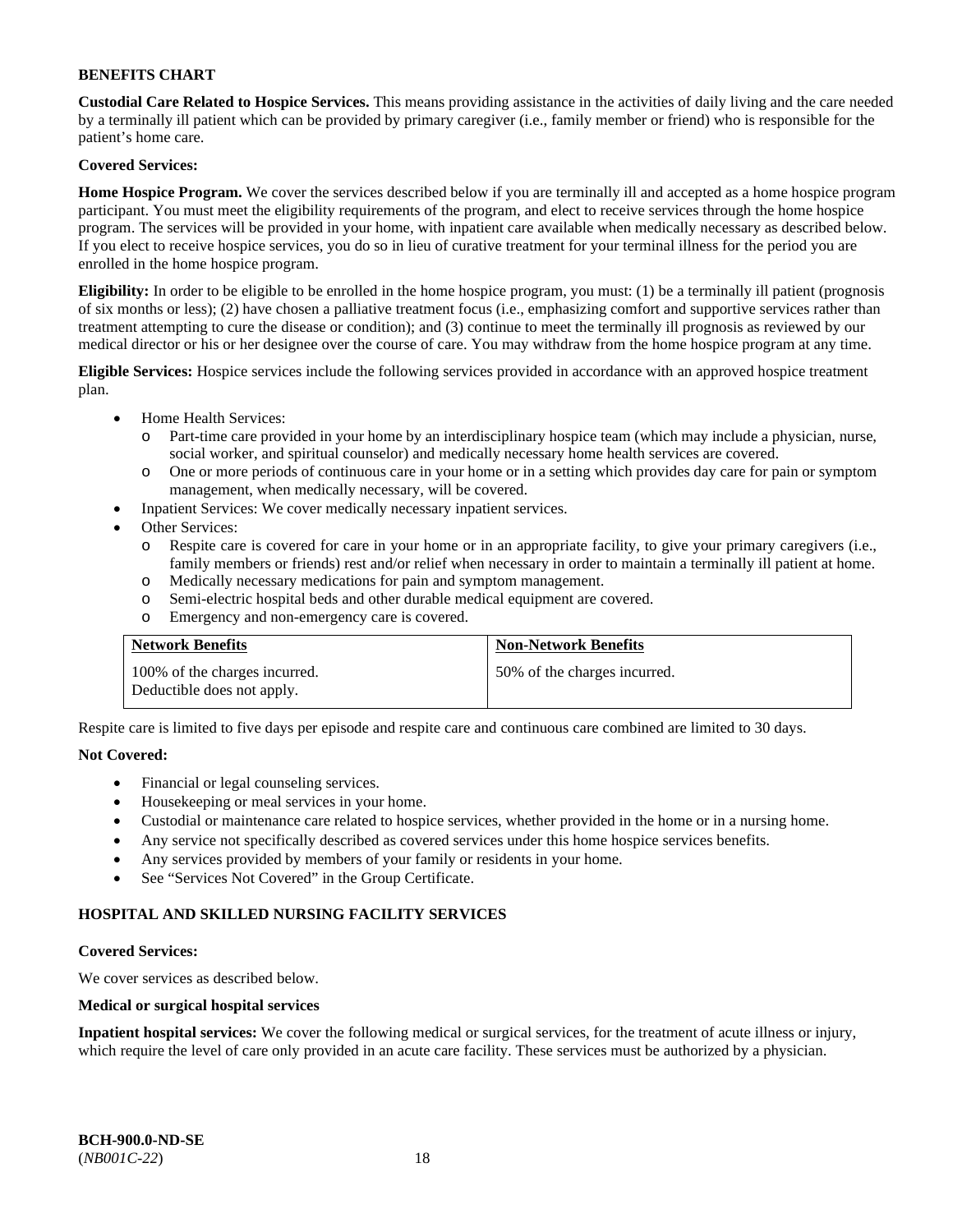**BENEFITS CHART**

**Custodial Care Related to Hospice Services.** This means providing assistance in the activities of daily living and the care needed by a terminally ill patient which can be provided by primary caregiver (i.e., family member or friend) who is responsible for the patient's home care.

**Covered Services:**

**Home Hospice Program.** We cover the services described below if you are terminally ill and accepted as a home hospice program participant. You must meet the eligibility requirements of the program, and elect to receive services through the home hospice program. The services will be provided in your home, with inpatient care available when medically necessary as described below. If you elect to receive hospice services, you do so in lieu of curative treatment for your terminal illness for the period you are enrolled in the home hospice program.

**Eligibility:** In order to be eligible to be enrolled in the home hospice program, you must: (1) be a terminally ill patient (prognosis of six months or less); (2) have chosen a palliative treatment focus (i.e., emphasizing comfort and supportive services rather than treatment attempting to cure the disease or condition); and (3) continue to meet the terminally ill prognosis as reviewed by our medical director or his or her designee over the course of care. You may withdraw from the home hospice program at any time.

**Eligible Services:** Hospice services include the following services provided in accordance with an approved hospice treatment plan.

- Home Health Services:
  - Part-time care provided in your home by an interdisciplinary hospice team (which may include a physician, nurse, social worker, and spiritual counselor) and medically necessary home health services are covered.
  - One or more periods of continuous care in your home or in a setting which provides day care for pain or symptom management, when medically necessary, will be covered.
- Inpatient Services: We cover medically necessary inpatient services.
- Other Services:
  - Respite care is covered for care in your home or in an appropriate facility, to give your primary caregivers (i.e., family members or friends) rest and/or relief when necessary in order to maintain a terminally ill patient at home.
  - Medically necessary medications for pain and symptom management.
  - Semi-electric hospital beds and other durable medical equipment are covered.
  - Emergency and non-emergency care is covered.

| Network Benefits | Non-Network Benefits |
|---|---|
| 100% of the charges incurred. Deductible does not apply. | 50% of the charges incurred. |

Respite care is limited to five days per episode and respite care and continuous care combined are limited to 30 days.

**Not Covered:**

- Financial or legal counseling services.
- Housekeeping or meal services in your home.
- Custodial or maintenance care related to hospice services, whether provided in the home or in a nursing home.
- Any service not specifically described as covered services under this home hospice services benefits.
- Any services provided by members of your family or residents in your home.
- See "Services Not Covered" in the Group Certificate.

**HOSPITAL AND SKILLED NURSING FACILITY SERVICES**

**Covered Services:**

We cover services as described below.

**Medical or surgical hospital services**

**Inpatient hospital services:** We cover the following medical or surgical services, for the treatment of acute illness or injury, which require the level of care only provided in an acute care facility. These services must be authorized by a physician.

**BCH-900.0-ND-SE**
(*NB001C-22*)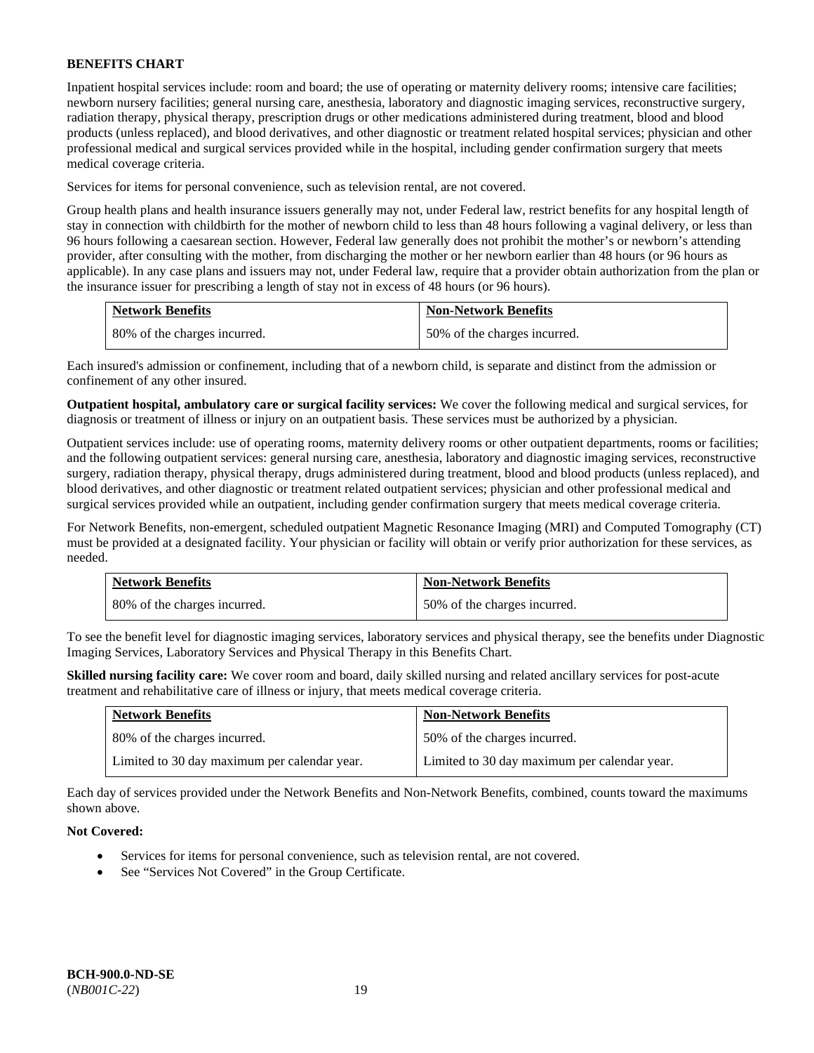**BENEFITS CHART**

Inpatient hospital services include: room and board; the use of operating or maternity delivery rooms; intensive care facilities; newborn nursery facilities; general nursing care, anesthesia, laboratory and diagnostic imaging services, reconstructive surgery, radiation therapy, physical therapy, prescription drugs or other medications administered during treatment, blood and blood products (unless replaced), and blood derivatives, and other diagnostic or treatment related hospital services; physician and other professional medical and surgical services provided while in the hospital, including gender confirmation surgery that meets medical coverage criteria.

Services for items for personal convenience, such as television rental, are not covered.

Group health plans and health insurance issuers generally may not, under Federal law, restrict benefits for any hospital length of stay in connection with childbirth for the mother of newborn child to less than 48 hours following a vaginal delivery, or less than 96 hours following a caesarean section. However, Federal law generally does not prohibit the mother's or newborn's attending provider, after consulting with the mother, from discharging the mother or her newborn earlier than 48 hours (or 96 hours as applicable). In any case plans and issuers may not, under Federal law, require that a provider obtain authorization from the plan or the insurance issuer for prescribing a length of stay not in excess of 48 hours (or 96 hours).

| Network Benefits | Non-Network Benefits |
|---|---|
| 80% of the charges incurred. | 50% of the charges incurred. |

Each insured's admission or confinement, including that of a newborn child, is separate and distinct from the admission or confinement of any other insured.

**Outpatient hospital, ambulatory care or surgical facility services:** We cover the following medical and surgical services, for diagnosis or treatment of illness or injury on an outpatient basis. These services must be authorized by a physician.

Outpatient services include: use of operating rooms, maternity delivery rooms or other outpatient departments, rooms or facilities; and the following outpatient services: general nursing care, anesthesia, laboratory and diagnostic imaging services, reconstructive surgery, radiation therapy, physical therapy, drugs administered during treatment, blood and blood products (unless replaced), and blood derivatives, and other diagnostic or treatment related outpatient services; physician and other professional medical and surgical services provided while an outpatient, including gender confirmation surgery that meets medical coverage criteria.

For Network Benefits, non-emergent, scheduled outpatient Magnetic Resonance Imaging (MRI) and Computed Tomography (CT) must be provided at a designated facility. Your physician or facility will obtain or verify prior authorization for these services, as needed.

| Network Benefits | Non-Network Benefits |
|---|---|
| 80% of the charges incurred. | 50% of the charges incurred. |

To see the benefit level for diagnostic imaging services, laboratory services and physical therapy, see the benefits under Diagnostic Imaging Services, Laboratory Services and Physical Therapy in this Benefits Chart.

**Skilled nursing facility care:** We cover room and board, daily skilled nursing and related ancillary services for post-acute treatment and rehabilitative care of illness or injury, that meets medical coverage criteria.

| Network Benefits | Non-Network Benefits |
|---|---|
| 80% of the charges incurred. | 50% of the charges incurred. |
| Limited to 30 day maximum per calendar year. | Limited to 30 day maximum per calendar year. |

Each day of services provided under the Network Benefits and Non-Network Benefits, combined, counts toward the maximums shown above.

**Not Covered:**

- Services for items for personal convenience, such as television rental, are not covered.
- See "Services Not Covered" in the Group Certificate.

**BCH-900.0-ND-SE**
(*NB001C-22*)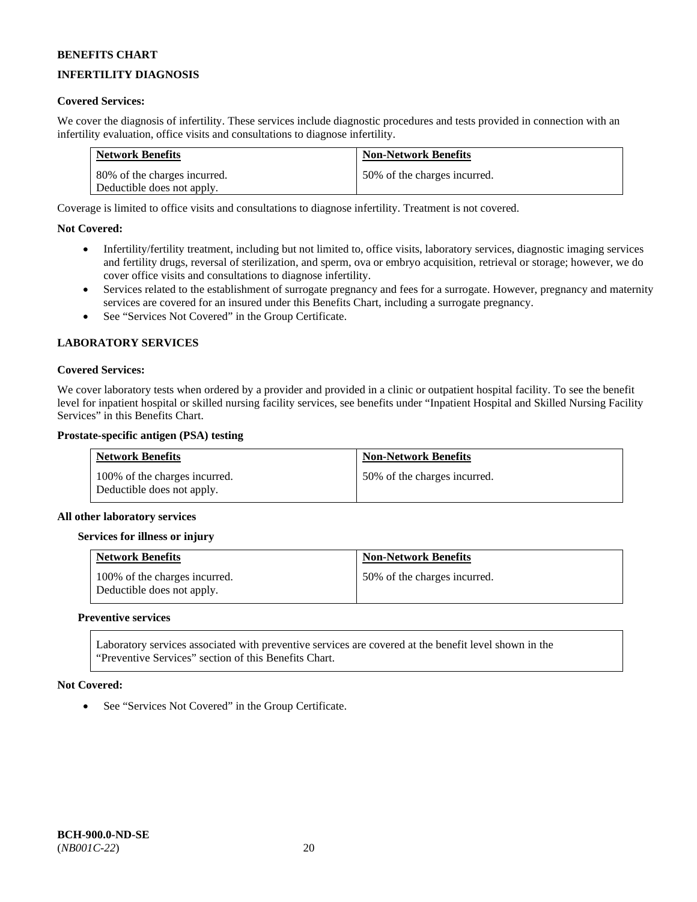**BENEFITS CHART**

**INFERTILITY DIAGNOSIS**

**Covered Services:**

We cover the diagnosis of infertility. These services include diagnostic procedures and tests provided in connection with an infertility evaluation, office visits and consultations to diagnose infertility.

| Network Benefits | Non-Network Benefits |
|---|---|
| 80% of the charges incurred. Deductible does not apply. | 50% of the charges incurred. |

Coverage is limited to office visits and consultations to diagnose infertility. Treatment is not covered.

**Not Covered:**

- Infertility/fertility treatment, including but not limited to, office visits, laboratory services, diagnostic imaging services and fertility drugs, reversal of sterilization, and sperm, ova or embryo acquisition, retrieval or storage; however, we do cover office visits and consultations to diagnose infertility.
- Services related to the establishment of surrogate pregnancy and fees for a surrogate. However, pregnancy and maternity services are covered for an insured under this Benefits Chart, including a surrogate pregnancy.
- See "Services Not Covered" in the Group Certificate.

**LABORATORY SERVICES**

**Covered Services:**

We cover laboratory tests when ordered by a provider and provided in a clinic or outpatient hospital facility. To see the benefit level for inpatient hospital or skilled nursing facility services, see benefits under "Inpatient Hospital and Skilled Nursing Facility Services" in this Benefits Chart.

**Prostate-specific antigen (PSA) testing**

| Network Benefits | Non-Network Benefits |
|---|---|
| 100% of the charges incurred. Deductible does not apply. | 50% of the charges incurred. |

**All other laboratory services**

**Services for illness or injury**

| Network Benefits | Non-Network Benefits |
|---|---|
| 100% of the charges incurred. Deductible does not apply. | 50% of the charges incurred. |

**Preventive services**

| Laboratory services associated with preventive services are covered at the benefit level shown in the "Preventive Services" section of this Benefits Chart. |
|---|

**Not Covered:**

- See "Services Not Covered" in the Group Certificate.

**BCH-900.0-ND-SE**
(*NB001C-22*)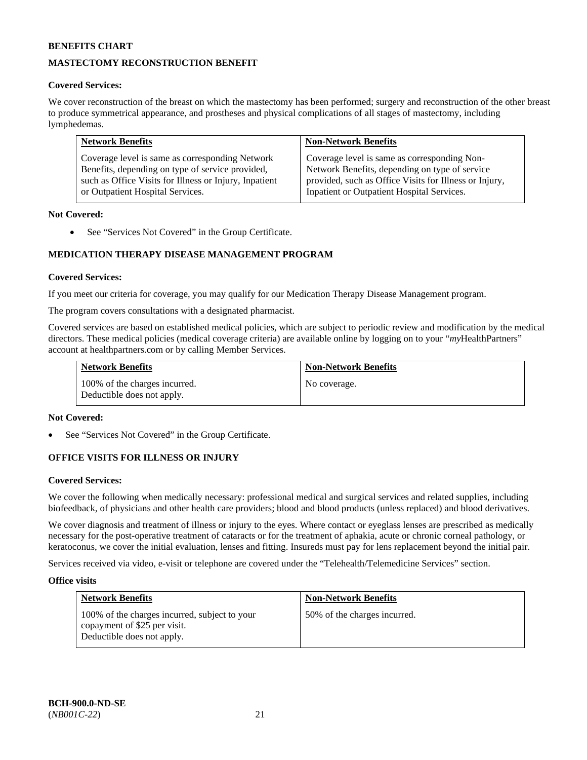**BENEFITS CHART**

## MASTECTOMY RECONSTRUCTION BENEFIT

**Covered Services:**

We cover reconstruction of the breast on which the mastectomy has been performed; surgery and reconstruction of the other breast to produce symmetrical appearance, and prostheses and physical complications of all stages of mastectomy, including lymphedemas.

| Network Benefits | Non-Network Benefits |
| --- | --- |
| Coverage level is same as corresponding Network Benefits, depending on type of service provided, such as Office Visits for Illness or Injury, Inpatient or Outpatient Hospital Services. | Coverage level is same as corresponding Non-Network Benefits, depending on type of service provided, such as Office Visits for Illness or Injury, Inpatient or Outpatient Hospital Services. |

**Not Covered:**

- See "Services Not Covered" in the Group Certificate.

## MEDICATION THERAPY DISEASE MANAGEMENT PROGRAM

**Covered Services:**

If you meet our criteria for coverage, you may qualify for our Medication Therapy Disease Management program.

The program covers consultations with a designated pharmacist.

Covered services are based on established medical policies, which are subject to periodic review and modification by the medical directors. These medical policies (medical coverage criteria) are available online by logging on to your "*my*HealthPartners" account at healthpartners.com or by calling Member Services.

| Network Benefits | Non-Network Benefits |
| --- | --- |
| 100% of the charges incurred. Deductible does not apply. | No coverage. |

**Not Covered:**

- See "Services Not Covered" in the Group Certificate.

## OFFICE VISITS FOR ILLNESS OR INJURY

**Covered Services:**

We cover the following when medically necessary: professional medical and surgical services and related supplies, including biofeedback, of physicians and other health care providers; blood and blood products (unless replaced) and blood derivatives.

We cover diagnosis and treatment of illness or injury to the eyes. Where contact or eyeglass lenses are prescribed as medically necessary for the post-operative treatment of cataracts or for the treatment of aphakia, acute or chronic corneal pathology, or keratoconus, we cover the initial evaluation, lenses and fitting. Insureds must pay for lens replacement beyond the initial pair.

Services received via video, e-visit or telephone are covered under the "Telehealth/Telemedicine Services" section.

**Office visits**

| Network Benefits | Non-Network Benefits |
| --- | --- |
| 100% of the charges incurred, subject to your copayment of $25 per visit. Deductible does not apply. | 50% of the charges incurred. |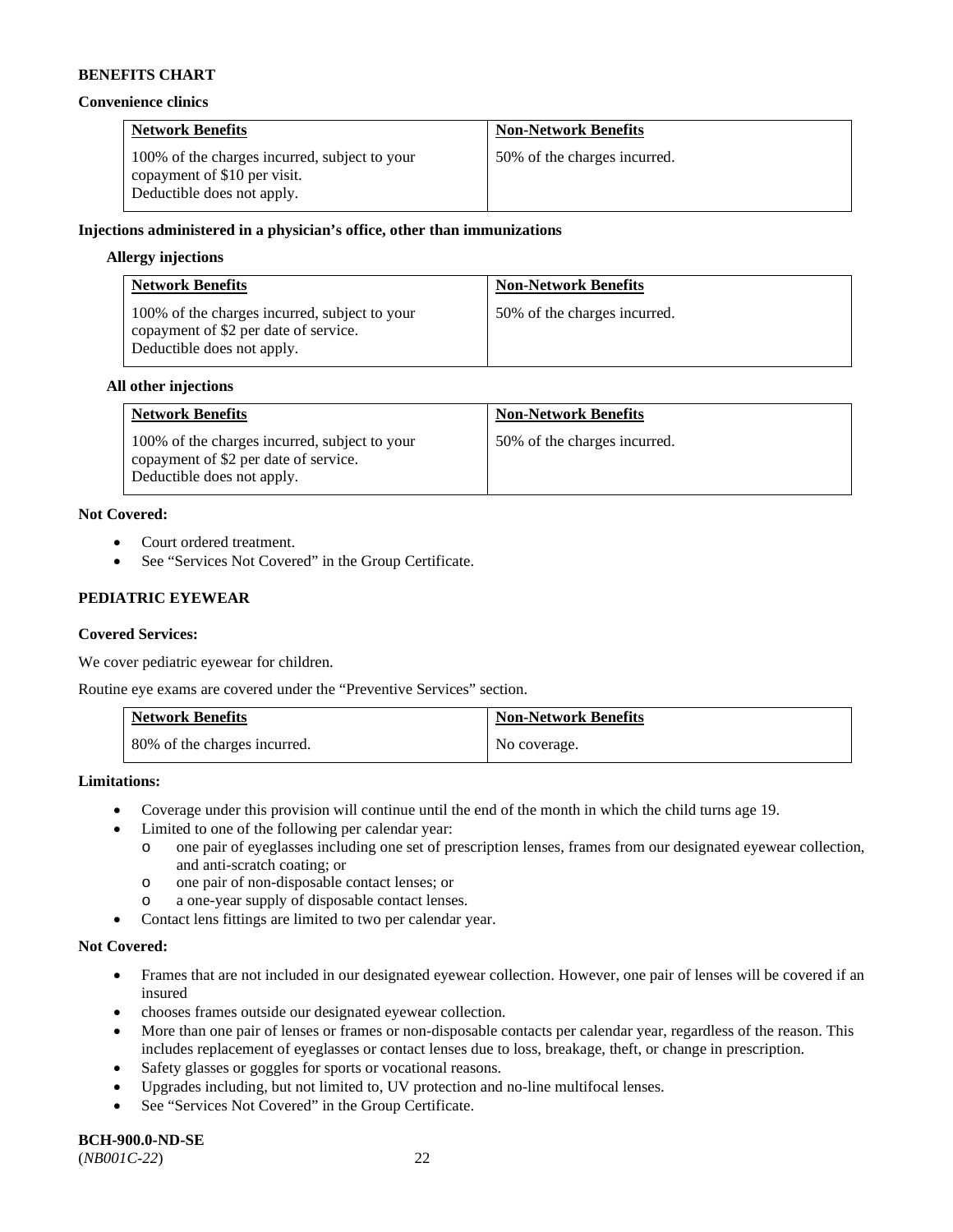**BENEFITS CHART**

**Convenience clinics**

| Network Benefits | Non-Network Benefits |
|---|---|
| 100% of the charges incurred, subject to your copayment of $10 per visit. Deductible does not apply. | 50% of the charges incurred. |

**Injections administered in a physician's office, other than immunizations**

**Allergy injections**

| Network Benefits | Non-Network Benefits |
|---|---|
| 100% of the charges incurred, subject to your copayment of $2 per date of service. Deductible does not apply. | 50% of the charges incurred. |

**All other injections**

| Network Benefits | Non-Network Benefits |
|---|---|
| 100% of the charges incurred, subject to your copayment of $2 per date of service. Deductible does not apply. | 50% of the charges incurred. |

**Not Covered:**

- Court ordered treatment.
- See "Services Not Covered" in the Group Certificate.

**PEDIATRIC EYEWEAR**

**Covered Services:**

We cover pediatric eyewear for children.

Routine eye exams are covered under the "Preventive Services" section.

| Network Benefits | Non-Network Benefits |
|---|---|
| 80% of the charges incurred. | No coverage. |

**Limitations:**

- Coverage under this provision will continue until the end of the month in which the child turns age 19.
- Limited to one of the following per calendar year:
  - one pair of eyeglasses including one set of prescription lenses, frames from our designated eyewear collection, and anti-scratch coating; or
  - one pair of non-disposable contact lenses; or
  - a one-year supply of disposable contact lenses.
- Contact lens fittings are limited to two per calendar year.

**Not Covered:**

- Frames that are not included in our designated eyewear collection. However, one pair of lenses will be covered if an insured
- chooses frames outside our designated eyewear collection.
- More than one pair of lenses or frames or non-disposable contacts per calendar year, regardless of the reason. This includes replacement of eyeglasses or contact lenses due to loss, breakage, theft, or change in prescription.
- Safety glasses or goggles for sports or vocational reasons.
- Upgrades including, but not limited to, UV protection and no-line multifocal lenses.
- See "Services Not Covered" in the Group Certificate.

**BCH-900.0-ND-SE**
(*NB001C-22*)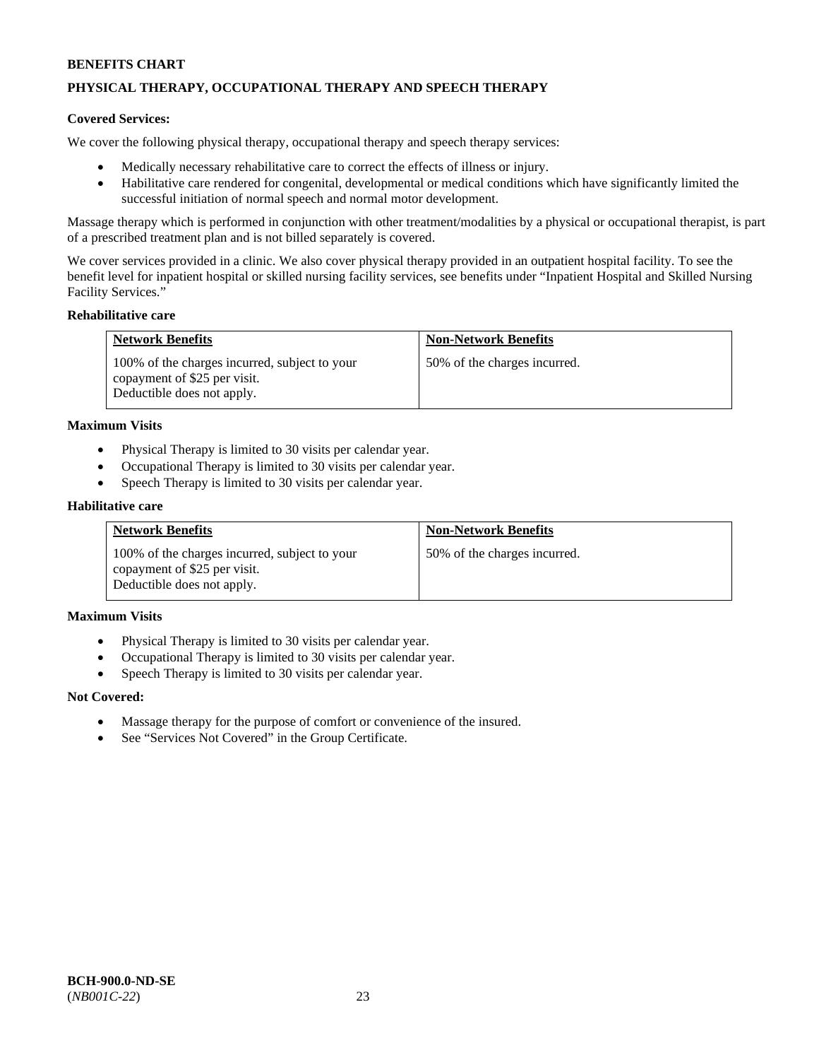**BENEFITS CHART**

**PHYSICAL THERAPY, OCCUPATIONAL THERAPY AND SPEECH THERAPY**

**Covered Services:**

We cover the following physical therapy, occupational therapy and speech therapy services:

- Medically necessary rehabilitative care to correct the effects of illness or injury.
- Habilitative care rendered for congenital, developmental or medical conditions which have significantly limited the successful initiation of normal speech and normal motor development.

Massage therapy which is performed in conjunction with other treatment/modalities by a physical or occupational therapist, is part of a prescribed treatment plan and is not billed separately is covered.

We cover services provided in a clinic. We also cover physical therapy provided in an outpatient hospital facility. To see the benefit level for inpatient hospital or skilled nursing facility services, see benefits under "Inpatient Hospital and Skilled Nursing Facility Services."

**Rehabilitative care**

| Network Benefits | Non-Network Benefits |
|---|---|
| 100% of the charges incurred, subject to your copayment of $25 per visit. Deductible does not apply. | 50% of the charges incurred. |

**Maximum Visits**

- Physical Therapy is limited to 30 visits per calendar year.
- Occupational Therapy is limited to 30 visits per calendar year.
- Speech Therapy is limited to 30 visits per calendar year.

**Habilitative care**

| Network Benefits | Non-Network Benefits |
|---|---|
| 100% of the charges incurred, subject to your copayment of $25 per visit. Deductible does not apply. | 50% of the charges incurred. |

**Maximum Visits**

- Physical Therapy is limited to 30 visits per calendar year.
- Occupational Therapy is limited to 30 visits per calendar year.
- Speech Therapy is limited to 30 visits per calendar year.

**Not Covered:**

- Massage therapy for the purpose of comfort or convenience of the insured.
- See "Services Not Covered" in the Group Certificate.

**BCH-900.0-ND-SE**
(*NB001C-22*)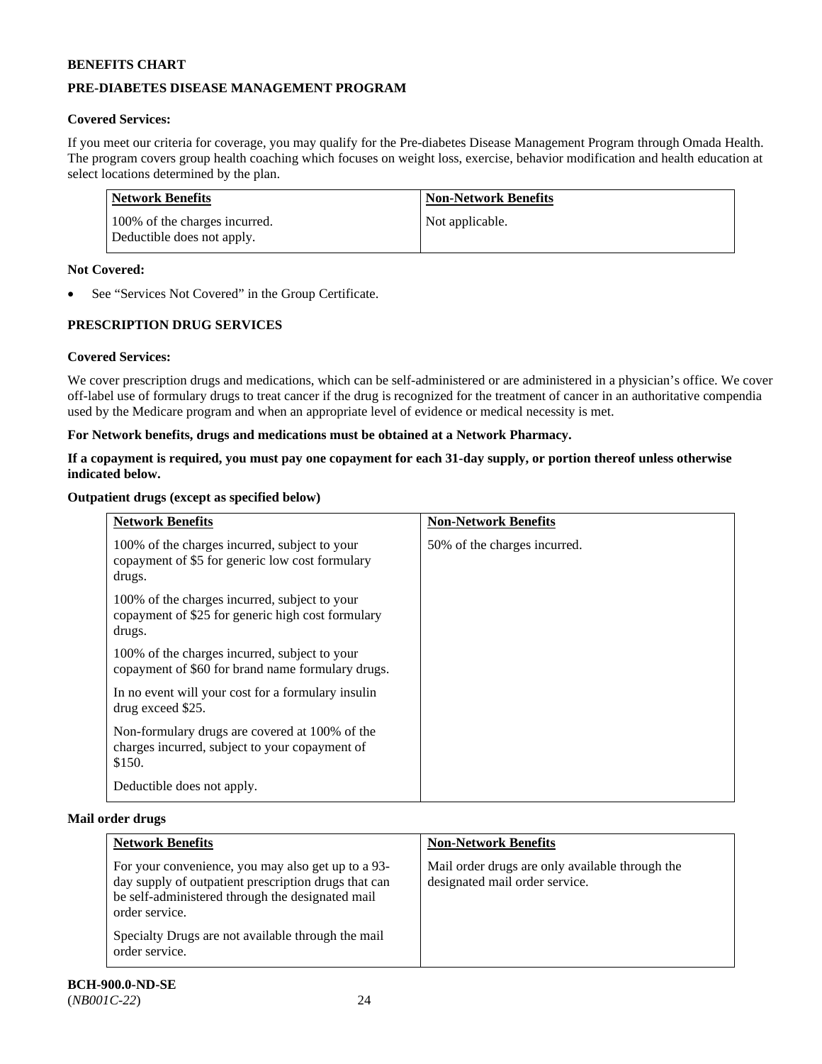**BENEFITS CHART**

**PRE-DIABETES DISEASE MANAGEMENT PROGRAM**

**Covered Services:**

If you meet our criteria for coverage, you may qualify for the Pre-diabetes Disease Management Program through Omada Health. The program covers group health coaching which focuses on weight loss, exercise, behavior modification and health education at select locations determined by the plan.

| Network Benefits | Non-Network Benefits |
| --- | --- |
| 100% of the charges incurred. Deductible does not apply. | Not applicable. |

**Not Covered:**

- See "Services Not Covered" in the Group Certificate.

**PRESCRIPTION DRUG SERVICES**

**Covered Services:**

We cover prescription drugs and medications, which can be self-administered or are administered in a physician's office. We cover off-label use of formulary drugs to treat cancer if the drug is recognized for the treatment of cancer in an authoritative compendia used by the Medicare program and when an appropriate level of evidence or medical necessity is met.

**For Network benefits, drugs and medications must be obtained at a Network Pharmacy.**

**If a copayment is required, you must pay one copayment for each 31-day supply, or portion thereof unless otherwise indicated below.**

**Outpatient drugs (except as specified below)**

| Network Benefits | Non-Network Benefits |
| --- | --- |
| 100% of the charges incurred, subject to your copayment of $5 for generic low cost formulary drugs.<br><br>100% of the charges incurred, subject to your copayment of $25 for generic high cost formulary drugs.<br><br>100% of the charges incurred, subject to your copayment of $60 for brand name formulary drugs.<br><br>In no event will your cost for a formulary insulin drug exceed $25.<br><br>Non-formulary drugs are covered at 100% of the charges incurred, subject to your copayment of $150.<br><br>Deductible does not apply. | 50% of the charges incurred. |

**Mail order drugs**

| Network Benefits | Non-Network Benefits |
| --- | --- |
| For your convenience, you may also get up to a 93-day supply of outpatient prescription drugs that can be self-administered through the designated mail order service.<br><br>Specialty Drugs are not available through the mail order service. | Mail order drugs are only available through the designated mail order service. |

**BCH-900.0-ND-SE**
(*NB001C-22*)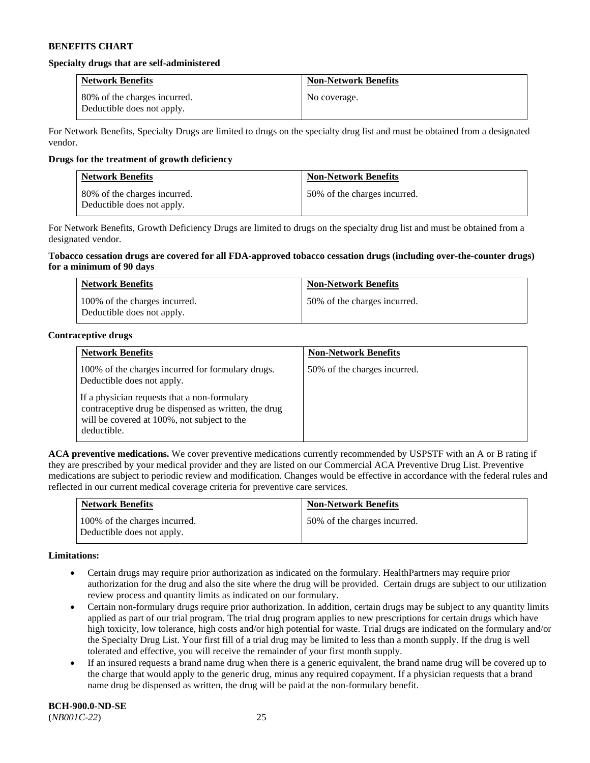**BENEFITS CHART**

**Specialty drugs that are self-administered**

| Network Benefits | Non-Network Benefits |
|---|---|
| 80% of the charges incurred. Deductible does not apply. | No coverage. |

For Network Benefits, Specialty Drugs are limited to drugs on the specialty drug list and must be obtained from a designated vendor.

**Drugs for the treatment of growth deficiency**

| Network Benefits | Non-Network Benefits |
|---|---|
| 80% of the charges incurred. Deductible does not apply. | 50% of the charges incurred. |

For Network Benefits, Growth Deficiency Drugs are limited to drugs on the specialty drug list and must be obtained from a designated vendor.

**Tobacco cessation drugs are covered for all FDA-approved tobacco cessation drugs (including over-the-counter drugs) for a minimum of 90 days**

| Network Benefits | Non-Network Benefits |
|---|---|
| 100% of the charges incurred. Deductible does not apply. | 50% of the charges incurred. |

**Contraceptive drugs**

| Network Benefits | Non-Network Benefits |
|---|---|
| 100% of the charges incurred for formulary drugs. Deductible does not apply.<br><br>If a physician requests that a non-formulary contraceptive drug be dispensed as written, the drug will be covered at 100%, not subject to the deductible. | 50% of the charges incurred. |

**ACA preventive medications.** We cover preventive medications currently recommended by USPSTF with an A or B rating if they are prescribed by your medical provider and they are listed on our Commercial ACA Preventive Drug List. Preventive medications are subject to periodic review and modification. Changes would be effective in accordance with the federal rules and reflected in our current medical coverage criteria for preventive care services.

| Network Benefits | Non-Network Benefits |
|---|---|
| 100% of the charges incurred. Deductible does not apply. | 50% of the charges incurred. |

**Limitations:**

- Certain drugs may require prior authorization as indicated on the formulary. HealthPartners may require prior authorization for the drug and also the site where the drug will be provided. Certain drugs are subject to our utilization review process and quantity limits as indicated on our formulary.
- Certain non-formulary drugs require prior authorization. In addition, certain drugs may be subject to any quantity limits applied as part of our trial program. The trial drug program applies to new prescriptions for certain drugs which have high toxicity, low tolerance, high costs and/or high potential for waste. Trial drugs are indicated on the formulary and/or the Specialty Drug List. Your first fill of a trial drug may be limited to less than a month supply. If the drug is well tolerated and effective, you will receive the remainder of your first month supply.
- If an insured requests a brand name drug when there is a generic equivalent, the brand name drug will be covered up to the charge that would apply to the generic drug, minus any required copayment. If a physician requests that a brand name drug be dispensed as written, the drug will be paid at the non-formulary benefit.

**BCH-900.0-ND-SE**
(*NB001C-22*)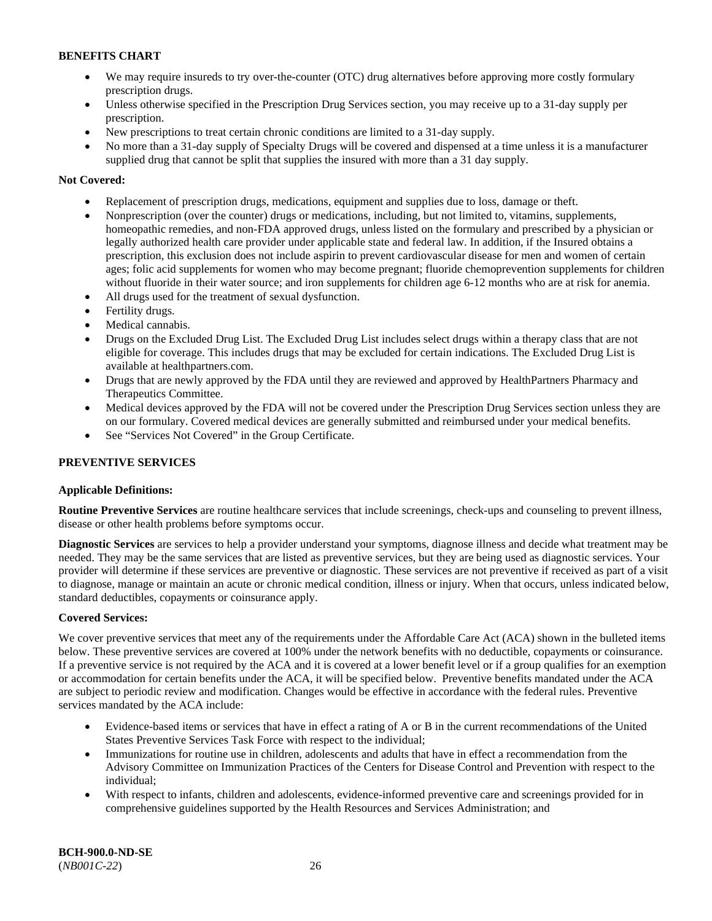**BENEFITS CHART**

- We may require insureds to try over-the-counter (OTC) drug alternatives before approving more costly formulary prescription drugs.
- Unless otherwise specified in the Prescription Drug Services section, you may receive up to a 31-day supply per prescription.
- New prescriptions to treat certain chronic conditions are limited to a 31-day supply.
- No more than a 31-day supply of Specialty Drugs will be covered and dispensed at a time unless it is a manufacturer supplied drug that cannot be split that supplies the insured with more than a 31 day supply.

**Not Covered:**

- Replacement of prescription drugs, medications, equipment and supplies due to loss, damage or theft.
- Nonprescription (over the counter) drugs or medications, including, but not limited to, vitamins, supplements, homeopathic remedies, and non-FDA approved drugs, unless listed on the formulary and prescribed by a physician or legally authorized health care provider under applicable state and federal law. In addition, if the Insured obtains a prescription, this exclusion does not include aspirin to prevent cardiovascular disease for men and women of certain ages; folic acid supplements for women who may become pregnant; fluoride chemoprevention supplements for children without fluoride in their water source; and iron supplements for children age 6-12 months who are at risk for anemia.
- All drugs used for the treatment of sexual dysfunction.
- Fertility drugs.
- Medical cannabis.
- Drugs on the Excluded Drug List. The Excluded Drug List includes select drugs within a therapy class that are not eligible for coverage. This includes drugs that may be excluded for certain indications. The Excluded Drug List is available at healthpartners.com.
- Drugs that are newly approved by the FDA until they are reviewed and approved by HealthPartners Pharmacy and Therapeutics Committee.
- Medical devices approved by the FDA will not be covered under the Prescription Drug Services section unless they are on our formulary. Covered medical devices are generally submitted and reimbursed under your medical benefits.
- See "Services Not Covered" in the Group Certificate.

**PREVENTIVE SERVICES**

**Applicable Definitions:**

**Routine Preventive Services** are routine healthcare services that include screenings, check-ups and counseling to prevent illness, disease or other health problems before symptoms occur.

**Diagnostic Services** are services to help a provider understand your symptoms, diagnose illness and decide what treatment may be needed. They may be the same services that are listed as preventive services, but they are being used as diagnostic services. Your provider will determine if these services are preventive or diagnostic. These services are not preventive if received as part of a visit to diagnose, manage or maintain an acute or chronic medical condition, illness or injury. When that occurs, unless indicated below, standard deductibles, copayments or coinsurance apply.

**Covered Services:**

We cover preventive services that meet any of the requirements under the Affordable Care Act (ACA) shown in the bulleted items below. These preventive services are covered at 100% under the network benefits with no deductible, copayments or coinsurance. If a preventive service is not required by the ACA and it is covered at a lower benefit level or if a group qualifies for an exemption or accommodation for certain benefits under the ACA, it will be specified below. Preventive benefits mandated under the ACA are subject to periodic review and modification. Changes would be effective in accordance with the federal rules. Preventive services mandated by the ACA include:

- Evidence-based items or services that have in effect a rating of A or B in the current recommendations of the United States Preventive Services Task Force with respect to the individual;
- Immunizations for routine use in children, adolescents and adults that have in effect a recommendation from the Advisory Committee on Immunization Practices of the Centers for Disease Control and Prevention with respect to the individual;
- With respect to infants, children and adolescents, evidence-informed preventive care and screenings provided for in comprehensive guidelines supported by the Health Resources and Services Administration; and

**BCH-900.0-ND-SE**
(*NB001C-22*)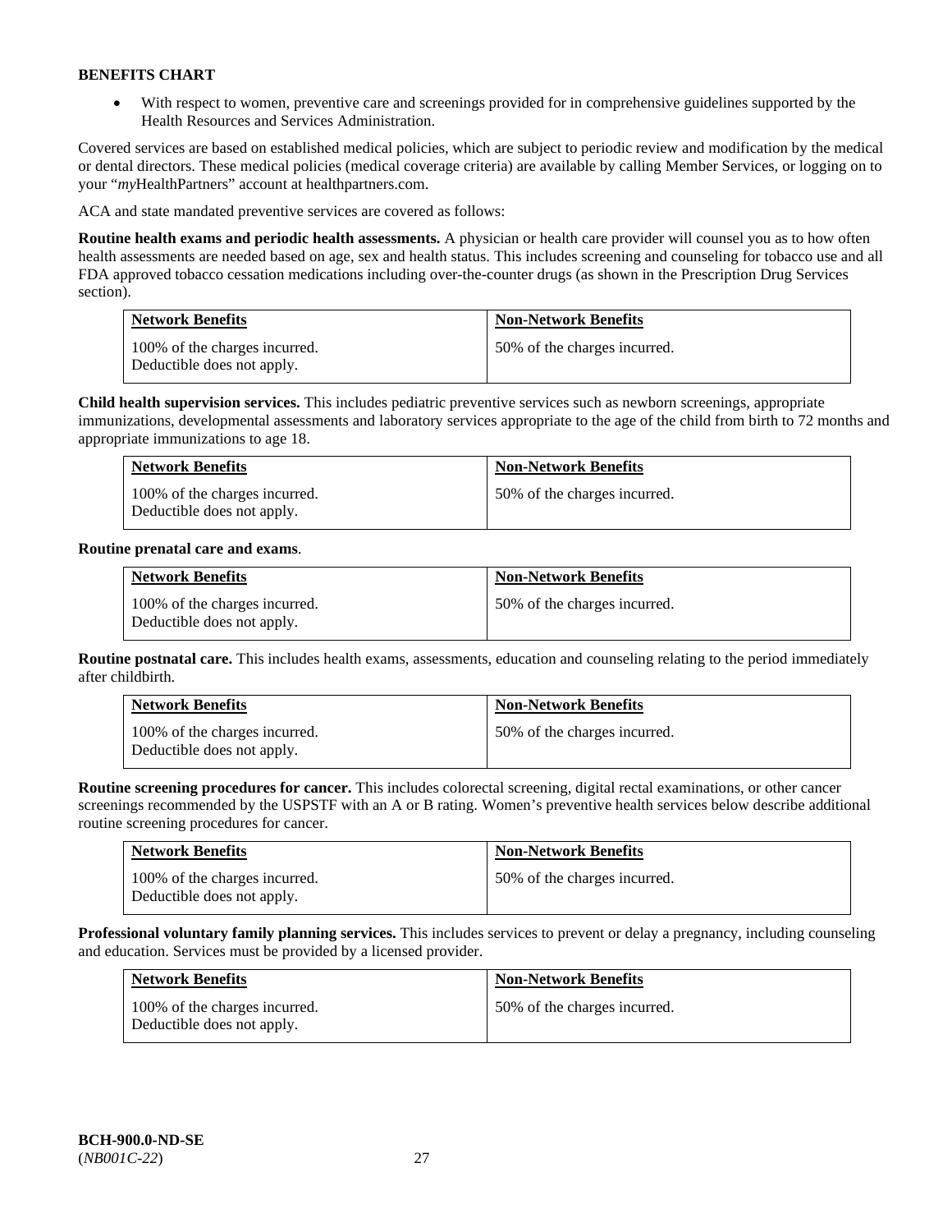**BENEFITS CHART**

- With respect to women, preventive care and screenings provided for in comprehensive guidelines supported by the Health Resources and Services Administration.

Covered services are based on established medical policies, which are subject to periodic review and modification by the medical or dental directors. These medical policies (medical coverage criteria) are available by calling Member Services, or logging on to your "*my*HealthPartners" account at healthpartners.com.

ACA and state mandated preventive services are covered as follows:

**Routine health exams and periodic health assessments.** A physician or health care provider will counsel you as to how often health assessments are needed based on age, sex and health status. This includes screening and counseling for tobacco use and all FDA approved tobacco cessation medications including over-the-counter drugs (as shown in the Prescription Drug Services section).

| Network Benefits | Non-Network Benefits |
|---|---|
| 100% of the charges incurred. Deductible does not apply. | 50% of the charges incurred. |

**Child health supervision services.** This includes pediatric preventive services such as newborn screenings, appropriate immunizations, developmental assessments and laboratory services appropriate to the age of the child from birth to 72 months and appropriate immunizations to age 18.

| Network Benefits | Non-Network Benefits |
|---|---|
| 100% of the charges incurred. Deductible does not apply. | 50% of the charges incurred. |

**Routine prenatal care and exams**.

| Network Benefits | Non-Network Benefits |
|---|---|
| 100% of the charges incurred. Deductible does not apply. | 50% of the charges incurred. |

**Routine postnatal care.** This includes health exams, assessments, education and counseling relating to the period immediately after childbirth.

| Network Benefits | Non-Network Benefits |
|---|---|
| 100% of the charges incurred. Deductible does not apply. | 50% of the charges incurred. |

**Routine screening procedures for cancer.** This includes colorectal screening, digital rectal examinations, or other cancer screenings recommended by the USPSTF with an A or B rating. Women's preventive health services below describe additional routine screening procedures for cancer.

| Network Benefits | Non-Network Benefits |
|---|---|
| 100% of the charges incurred. Deductible does not apply. | 50% of the charges incurred. |

**Professional voluntary family planning services.** This includes services to prevent or delay a pregnancy, including counseling and education. Services must be provided by a licensed provider.

| Network Benefits | Non-Network Benefits |
|---|---|
| 100% of the charges incurred. Deductible does not apply. | 50% of the charges incurred. |

**BCH-900.0-ND-SE**
(*NB001C-22*)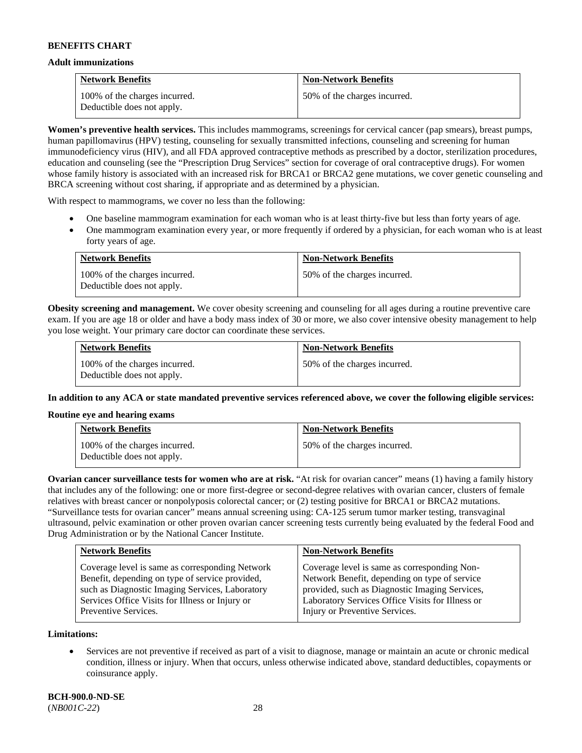**BENEFITS CHART**

**Adult immunizations**

| Network Benefits | Non-Network Benefits |
|---|---|
| 100% of the charges incurred. Deductible does not apply. | 50% of the charges incurred. |

**Women's preventive health services.** This includes mammograms, screenings for cervical cancer (pap smears), breast pumps, human papillomavirus (HPV) testing, counseling for sexually transmitted infections, counseling and screening for human immunodeficiency virus (HIV), and all FDA approved contraceptive methods as prescribed by a doctor, sterilization procedures, education and counseling (see the "Prescription Drug Services" section for coverage of oral contraceptive drugs). For women whose family history is associated with an increased risk for BRCA1 or BRCA2 gene mutations, we cover genetic counseling and BRCA screening without cost sharing, if appropriate and as determined by a physician.

With respect to mammograms, we cover no less than the following:

- One baseline mammogram examination for each woman who is at least thirty-five but less than forty years of age.
- One mammogram examination every year, or more frequently if ordered by a physician, for each woman who is at least forty years of age.

| Network Benefits | Non-Network Benefits |
|---|---|
| 100% of the charges incurred. Deductible does not apply. | 50% of the charges incurred. |

**Obesity screening and management.** We cover obesity screening and counseling for all ages during a routine preventive care exam. If you are age 18 or older and have a body mass index of 30 or more, we also cover intensive obesity management to help you lose weight. Your primary care doctor can coordinate these services.

| Network Benefits | Non-Network Benefits |
|---|---|
| 100% of the charges incurred. Deductible does not apply. | 50% of the charges incurred. |

**In addition to any ACA or state mandated preventive services referenced above, we cover the following eligible services:**

**Routine eye and hearing exams**

| Network Benefits | Non-Network Benefits |
|---|---|
| 100% of the charges incurred. Deductible does not apply. | 50% of the charges incurred. |

**Ovarian cancer surveillance tests for women who are at risk.** "At risk for ovarian cancer" means (1) having a family history that includes any of the following: one or more first-degree or second-degree relatives with ovarian cancer, clusters of female relatives with breast cancer or nonpolyposis colorectal cancer; or (2) testing positive for BRCA1 or BRCA2 mutations. "Surveillance tests for ovarian cancer" means annual screening using: CA-125 serum tumor marker testing, transvaginal ultrasound, pelvic examination or other proven ovarian cancer screening tests currently being evaluated by the federal Food and Drug Administration or by the National Cancer Institute.

| Network Benefits | Non-Network Benefits |
|---|---|
| Coverage level is same as corresponding Network Benefit, depending on type of service provided, such as Diagnostic Imaging Services, Laboratory Services Office Visits for Illness or Injury or Preventive Services. | Coverage level is same as corresponding Non-Network Benefit, depending on type of service provided, such as Diagnostic Imaging Services, Laboratory Services Office Visits for Illness or Injury or Preventive Services. |

**Limitations:**

- Services are not preventive if received as part of a visit to diagnose, manage or maintain an acute or chronic medical condition, illness or injury. When that occurs, unless otherwise indicated above, standard deductibles, copayments or coinsurance apply.

**BCH-900.0-ND-SE**
(*NB001C-22*)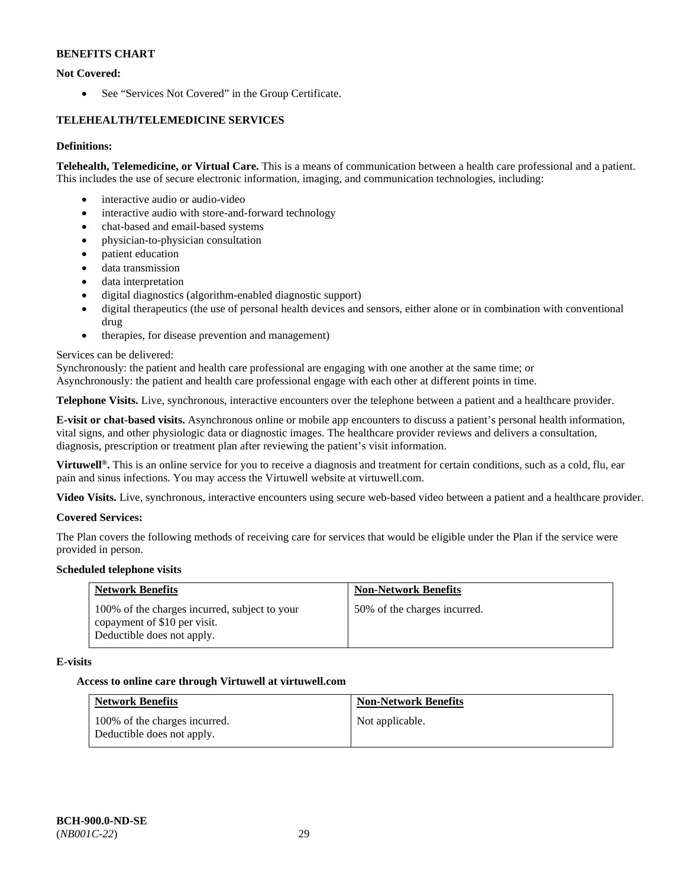**BENEFITS CHART**

**Not Covered:**

- See "Services Not Covered" in the Group Certificate.

**TELEHEALTH/TELEMEDICINE SERVICES**

**Definitions:**

**Telehealth, Telemedicine, or Virtual Care.** This is a means of communication between a health care professional and a patient. This includes the use of secure electronic information, imaging, and communication technologies, including:

- interactive audio or audio-video
- interactive audio with store-and-forward technology
- chat-based and email-based systems
- physician-to-physician consultation
- patient education
- data transmission
- data interpretation
- digital diagnostics (algorithm-enabled diagnostic support)
- digital therapeutics (the use of personal health devices and sensors, either alone or in combination with conventional drug
- therapies, for disease prevention and management)

Services can be delivered:
Synchronously: the patient and health care professional are engaging with one another at the same time; or
Asynchronously: the patient and health care professional engage with each other at different points in time.

**Telephone Visits.** Live, synchronous, interactive encounters over the telephone between a patient and a healthcare provider.

**E-visit or chat-based visits.** Asynchronous online or mobile app encounters to discuss a patient's personal health information, vital signs, and other physiologic data or diagnostic images. The healthcare provider reviews and delivers a consultation, diagnosis, prescription or treatment plan after reviewing the patient's visit information.

**Virtuwell®.** This is an online service for you to receive a diagnosis and treatment for certain conditions, such as a cold, flu, ear pain and sinus infections. You may access the Virtuwell website at virtuwell.com.

**Video Visits.** Live, synchronous, interactive encounters using secure web-based video between a patient and a healthcare provider.

**Covered Services:**

The Plan covers the following methods of receiving care for services that would be eligible under the Plan if the service were provided in person.

**Scheduled telephone visits**

| Network Benefits | Non-Network Benefits |
| --- | --- |
| 100% of the charges incurred, subject to your copayment of $10 per visit. Deductible does not apply. | 50% of the charges incurred. |

**E-visits**

**Access to online care through Virtuwell at virtuwell.com**

| Network Benefits | Non-Network Benefits |
| --- | --- |
| 100% of the charges incurred. Deductible does not apply. | Not applicable. |

**BCH-900.0-ND-SE**
(*NB001C-22*)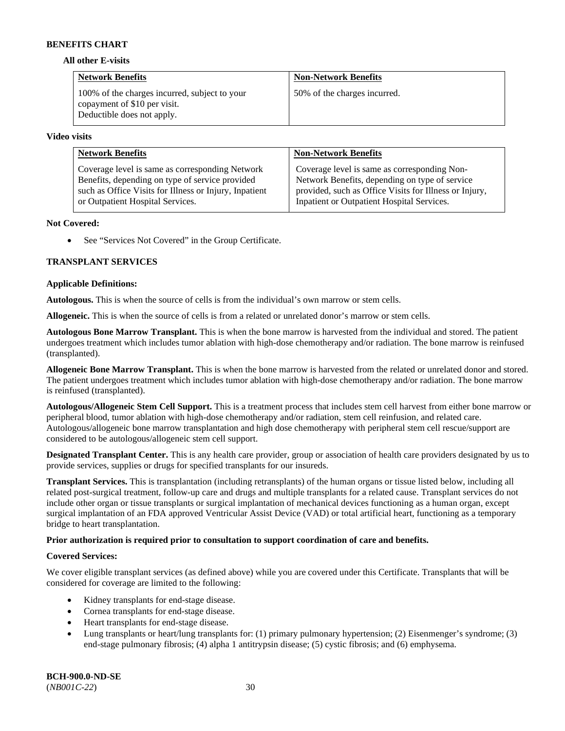**BENEFITS CHART**

**All other E-visits**

| Network Benefits | Non-Network Benefits |
| --- | --- |
| 100% of the charges incurred, subject to your copayment of $10 per visit. Deductible does not apply. | 50% of the charges incurred. |

**Video visits**

| Network Benefits | Non-Network Benefits |
| --- | --- |
| Coverage level is same as corresponding Network Benefits, depending on type of service provided such as Office Visits for Illness or Injury, Inpatient or Outpatient Hospital Services. | Coverage level is same as corresponding Non-Network Benefits, depending on type of service provided, such as Office Visits for Illness or Injury, Inpatient or Outpatient Hospital Services. |

**Not Covered:**

- See "Services Not Covered" in the Group Certificate.

**TRANSPLANT SERVICES**

**Applicable Definitions:**

**Autologous.** This is when the source of cells is from the individual's own marrow or stem cells.

**Allogeneic.** This is when the source of cells is from a related or unrelated donor's marrow or stem cells.

**Autologous Bone Marrow Transplant.** This is when the bone marrow is harvested from the individual and stored. The patient undergoes treatment which includes tumor ablation with high-dose chemotherapy and/or radiation. The bone marrow is reinfused (transplanted).

**Allogeneic Bone Marrow Transplant.** This is when the bone marrow is harvested from the related or unrelated donor and stored. The patient undergoes treatment which includes tumor ablation with high-dose chemotherapy and/or radiation. The bone marrow is reinfused (transplanted).

**Autologous/Allogeneic Stem Cell Support.** This is a treatment process that includes stem cell harvest from either bone marrow or peripheral blood, tumor ablation with high-dose chemotherapy and/or radiation, stem cell reinfusion, and related care. Autologous/allogeneic bone marrow transplantation and high dose chemotherapy with peripheral stem cell rescue/support are considered to be autologous/allogeneic stem cell support.

**Designated Transplant Center.** This is any health care provider, group or association of health care providers designated by us to provide services, supplies or drugs for specified transplants for our insureds.

**Transplant Services.** This is transplantation (including retransplants) of the human organs or tissue listed below, including all related post-surgical treatment, follow-up care and drugs and multiple transplants for a related cause. Transplant services do not include other organ or tissue transplants or surgical implantation of mechanical devices functioning as a human organ, except surgical implantation of an FDA approved Ventricular Assist Device (VAD) or total artificial heart, functioning as a temporary bridge to heart transplantation.

**Prior authorization is required prior to consultation to support coordination of care and benefits.**

**Covered Services:**

We cover eligible transplant services (as defined above) while you are covered under this Certificate. Transplants that will be considered for coverage are limited to the following:

- Kidney transplants for end-stage disease.
- Cornea transplants for end-stage disease.
- Heart transplants for end-stage disease.
- Lung transplants or heart/lung transplants for: (1) primary pulmonary hypertension; (2) Eisenmenger's syndrome; (3) end-stage pulmonary fibrosis; (4) alpha 1 antitrypsin disease; (5) cystic fibrosis; and (6) emphysema.

**BCH-900.0-ND-SE**
(*NB001C-22*)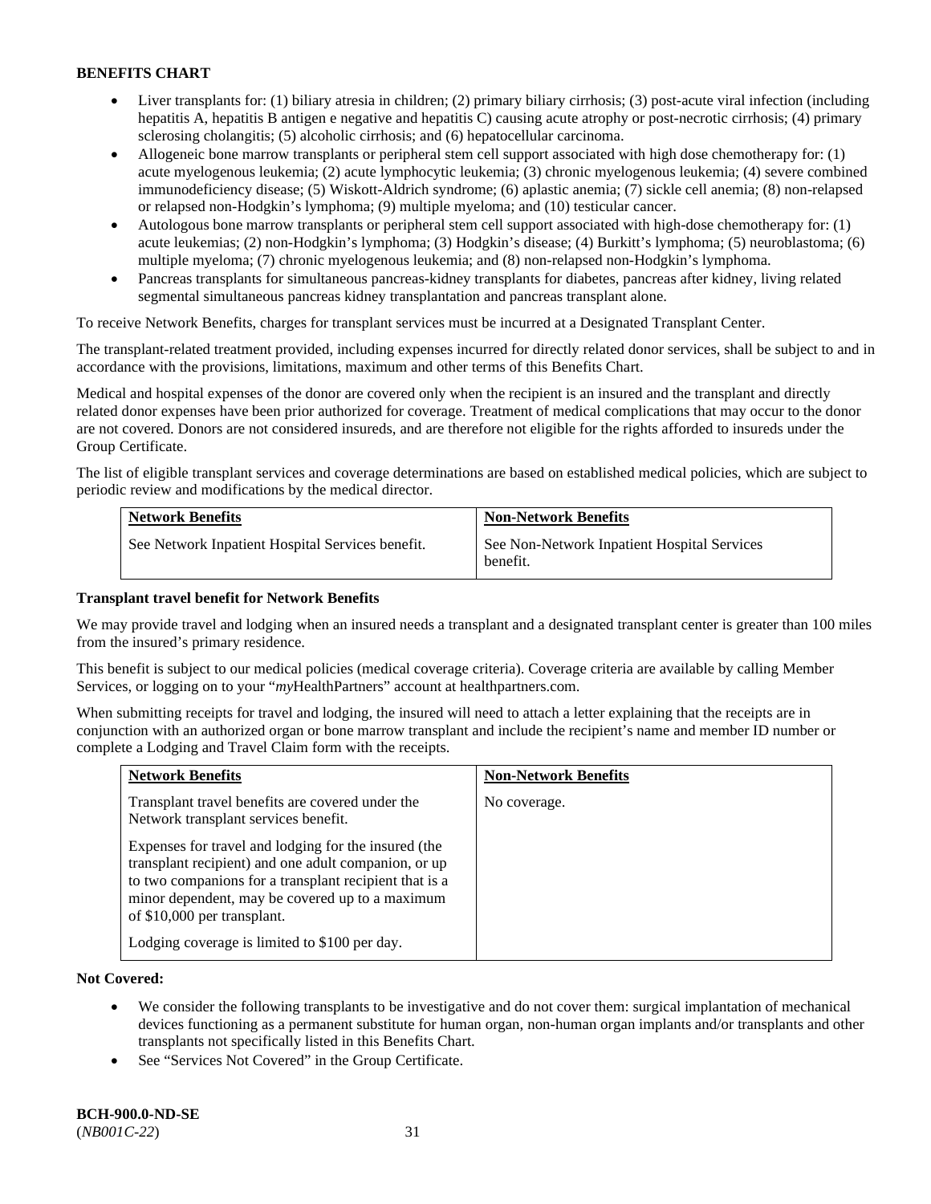**BENEFITS CHART**

- Liver transplants for: (1) biliary atresia in children; (2) primary biliary cirrhosis; (3) post-acute viral infection (including hepatitis A, hepatitis B antigen e negative and hepatitis C) causing acute atrophy or post-necrotic cirrhosis; (4) primary sclerosing cholangitis; (5) alcoholic cirrhosis; and (6) hepatocellular carcinoma.
- Allogeneic bone marrow transplants or peripheral stem cell support associated with high dose chemotherapy for: (1) acute myelogenous leukemia; (2) acute lymphocytic leukemia; (3) chronic myelogenous leukemia; (4) severe combined immunodeficiency disease; (5) Wiskott-Aldrich syndrome; (6) aplastic anemia; (7) sickle cell anemia; (8) non-relapsed or relapsed non-Hodgkin's lymphoma; (9) multiple myeloma; and (10) testicular cancer.
- Autologous bone marrow transplants or peripheral stem cell support associated with high-dose chemotherapy for: (1) acute leukemias; (2) non-Hodgkin's lymphoma; (3) Hodgkin's disease; (4) Burkitt's lymphoma; (5) neuroblastoma; (6) multiple myeloma; (7) chronic myelogenous leukemia; and (8) non-relapsed non-Hodgkin's lymphoma.
- Pancreas transplants for simultaneous pancreas-kidney transplants for diabetes, pancreas after kidney, living related segmental simultaneous pancreas kidney transplantation and pancreas transplant alone.

To receive Network Benefits, charges for transplant services must be incurred at a Designated Transplant Center.

The transplant-related treatment provided, including expenses incurred for directly related donor services, shall be subject to and in accordance with the provisions, limitations, maximum and other terms of this Benefits Chart.

Medical and hospital expenses of the donor are covered only when the recipient is an insured and the transplant and directly related donor expenses have been prior authorized for coverage. Treatment of medical complications that may occur to the donor are not covered. Donors are not considered insureds, and are therefore not eligible for the rights afforded to insureds under the Group Certificate.

The list of eligible transplant services and coverage determinations are based on established medical policies, which are subject to periodic review and modifications by the medical director.

| Network Benefits | Non-Network Benefits |
|---|---|
| See Network Inpatient Hospital Services benefit. | See Non-Network Inpatient Hospital Services benefit. |

**Transplant travel benefit for Network Benefits**

We may provide travel and lodging when an insured needs a transplant and a designated transplant center is greater than 100 miles from the insured's primary residence.

This benefit is subject to our medical policies (medical coverage criteria). Coverage criteria are available by calling Member Services, or logging on to your "*my*HealthPartners" account at healthpartners.com.

When submitting receipts for travel and lodging, the insured will need to attach a letter explaining that the receipts are in conjunction with an authorized organ or bone marrow transplant and include the recipient's name and member ID number or complete a Lodging and Travel Claim form with the receipts.

| Network Benefits | Non-Network Benefits |
|---|---|
| Transplant travel benefits are covered under the Network transplant services benefit.<br><br>Expenses for travel and lodging for the insured (the transplant recipient) and one adult companion, or up to two companions for a transplant recipient that is a minor dependent, may be covered up to a maximum of $10,000 per transplant.<br><br>Lodging coverage is limited to $100 per day. | No coverage. |

**Not Covered:**

- We consider the following transplants to be investigative and do not cover them: surgical implantation of mechanical devices functioning as a permanent substitute for human organ, non-human organ implants and/or transplants and other transplants not specifically listed in this Benefits Chart.
- See "Services Not Covered" in the Group Certificate.

**BCH-900.0-ND-SE**
(*NB001C-22*)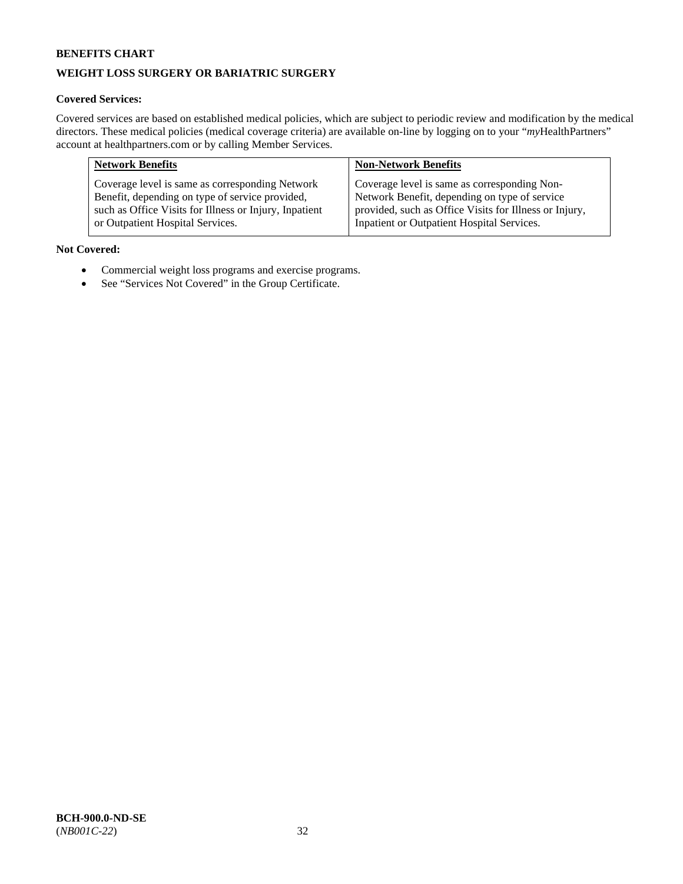**BENEFITS CHART**

**WEIGHT LOSS SURGERY OR BARIATRIC SURGERY**

**Covered Services:**

Covered services are based on established medical policies, which are subject to periodic review and modification by the medical directors. These medical policies (medical coverage criteria) are available on-line by logging on to your "*my*HealthPartners" account at healthpartners.com or by calling Member Services.

| Network Benefits | Non-Network Benefits |
|---|---|
| Coverage level is same as corresponding Network Benefit, depending on type of service provided, such as Office Visits for Illness or Injury, Inpatient or Outpatient Hospital Services. | Coverage level is same as corresponding Non-Network Benefit, depending on type of service provided, such as Office Visits for Illness or Injury, Inpatient or Outpatient Hospital Services. |

**Not Covered:**

- Commercial weight loss programs and exercise programs.
- See "Services Not Covered" in the Group Certificate.

**BCH-900.0-ND-SE**
(*NB001C-22*)